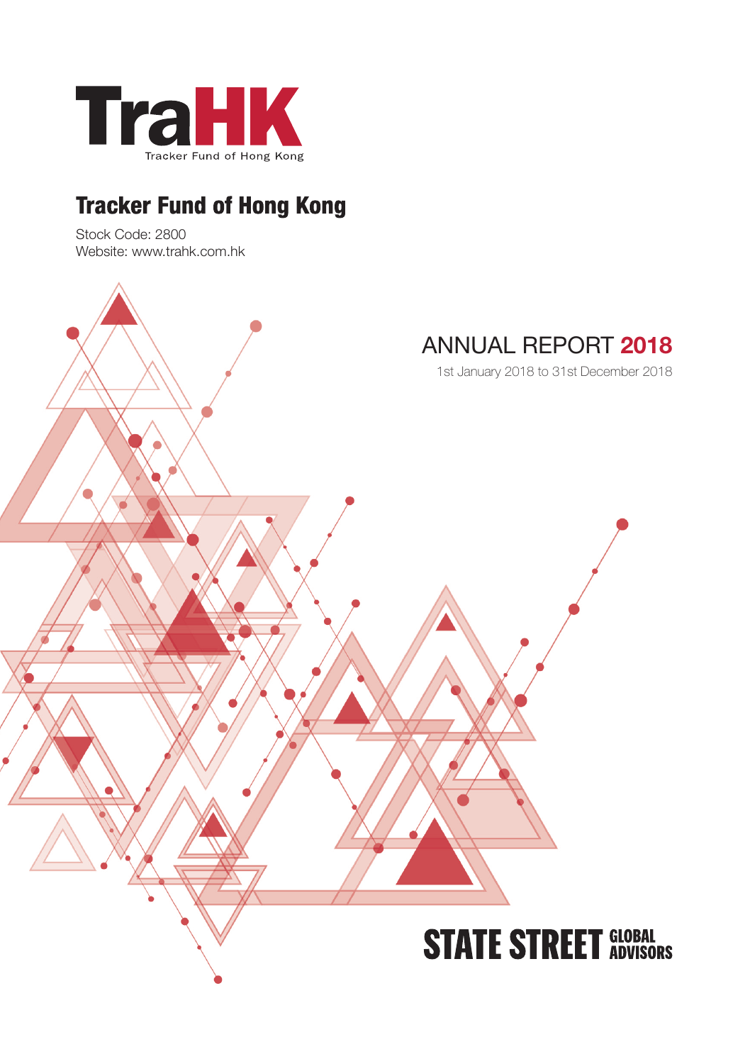TraHK

Tracker Fund of Hong Kong

# Tracker Fund of Hong Kong

Stock Code: 2800
Website: www.trahk.com.hk

## ANNUAL REPORT 2018

1st January 2018 to 31st December 2018

STATE STREET GLOBAL ADVISORS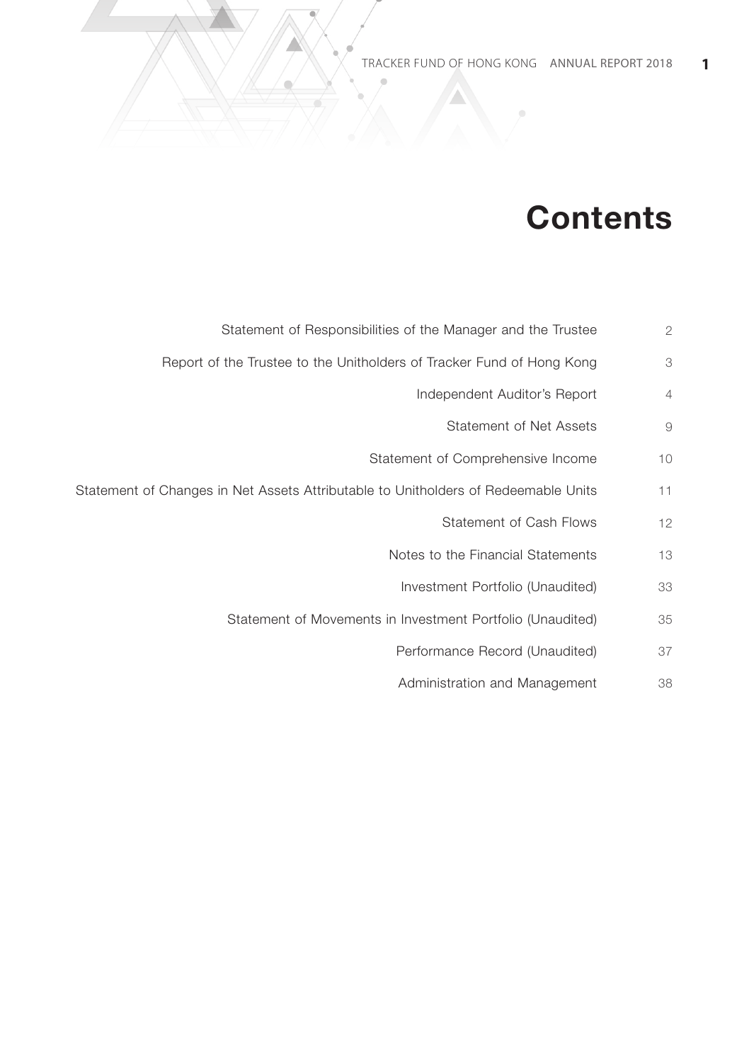# Contents

| | |
|---|---|
| Statement of Responsibilities of the Manager and the Trustee | 2 |
| Report of the Trustee to the Unitholders of Tracker Fund of Hong Kong | 3 |
| Independent Auditor's Report | 4 |
| Statement of Net Assets | 9 |
| Statement of Comprehensive Income | 10 |
| Statement of Changes in Net Assets Attributable to Unitholders of Redeemable Units | 11 |
| Statement of Cash Flows | 12 |
| Notes to the Financial Statements | 13 |
| Investment Portfolio (Unaudited) | 33 |
| Statement of Movements in Investment Portfolio (Unaudited) | 35 |
| Performance Record (Unaudited) | 37 |
| Administration and Management | 38 |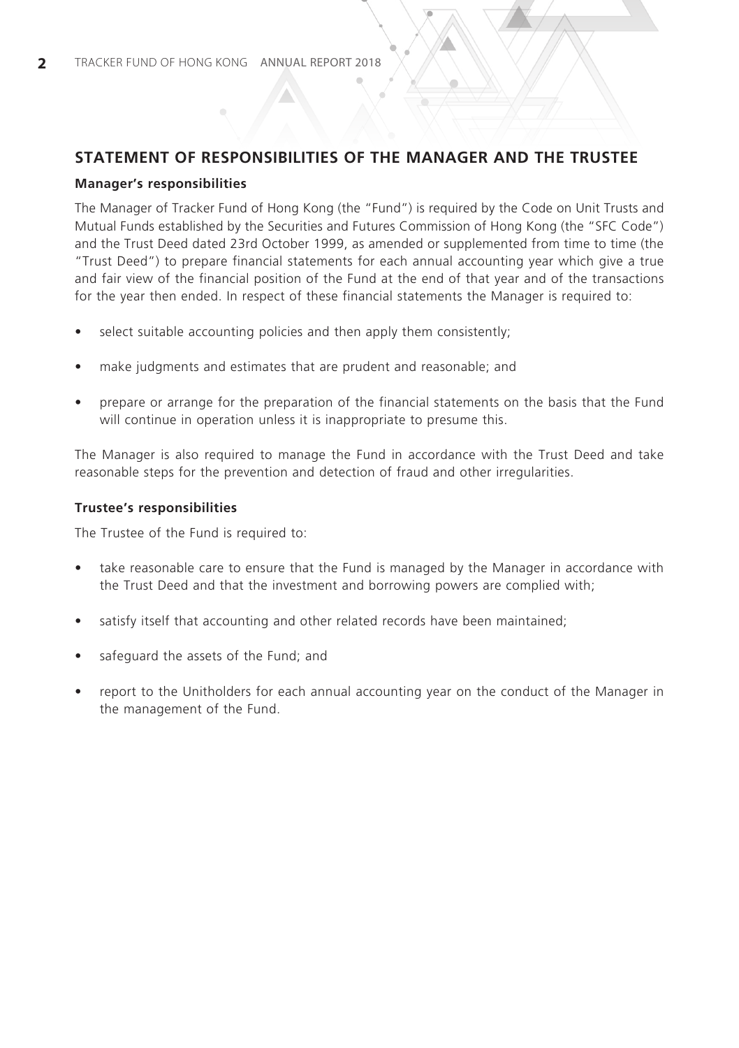## STATEMENT OF RESPONSIBILITIES OF THE MANAGER AND THE TRUSTEE

### Manager's responsibilities

The Manager of Tracker Fund of Hong Kong (the "Fund") is required by the Code on Unit Trusts and Mutual Funds established by the Securities and Futures Commission of Hong Kong (the "SFC Code") and the Trust Deed dated 23rd October 1999, as amended or supplemented from time to time (the "Trust Deed") to prepare financial statements for each annual accounting year which give a true and fair view of the financial position of the Fund at the end of that year and of the transactions for the year then ended. In respect of these financial statements the Manager is required to:

- select suitable accounting policies and then apply them consistently;
- make judgments and estimates that are prudent and reasonable; and
- prepare or arrange for the preparation of the financial statements on the basis that the Fund will continue in operation unless it is inappropriate to presume this.

The Manager is also required to manage the Fund in accordance with the Trust Deed and take reasonable steps for the prevention and detection of fraud and other irregularities.

### Trustee's responsibilities

The Trustee of the Fund is required to:

- take reasonable care to ensure that the Fund is managed by the Manager in accordance with the Trust Deed and that the investment and borrowing powers are complied with;
- satisfy itself that accounting and other related records have been maintained;
- safeguard the assets of the Fund; and
- report to the Unitholders for each annual accounting year on the conduct of the Manager in the management of the Fund.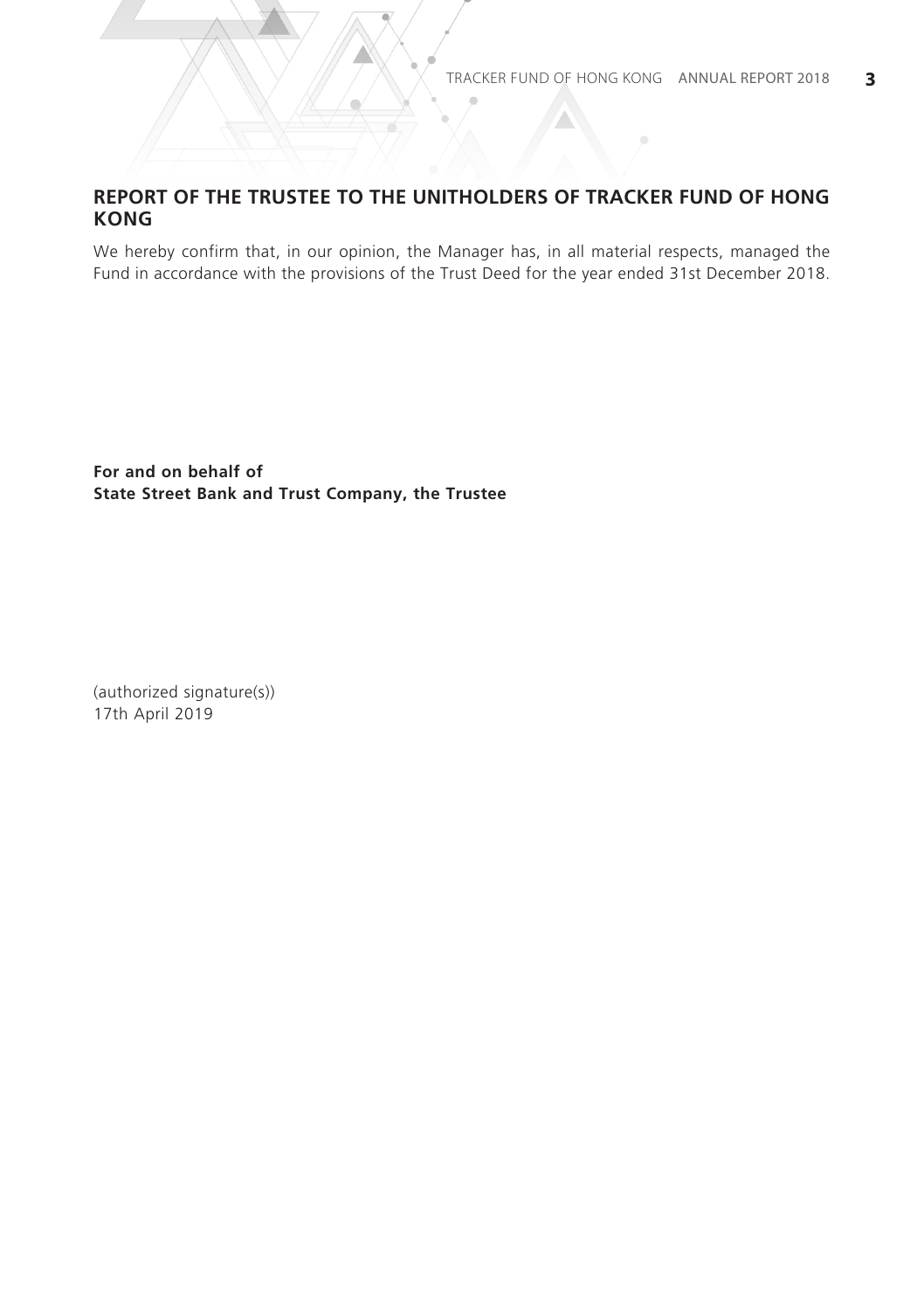## REPORT OF THE TRUSTEE TO THE UNITHOLDERS OF TRACKER FUND OF HONG KONG

We hereby confirm that, in our opinion, the Manager has, in all material respects, managed the Fund in accordance with the provisions of the Trust Deed for the year ended 31st December 2018.

**For and on behalf of**
**State Street Bank and Trust Company, the Trustee**

(authorized signature(s))
17th April 2019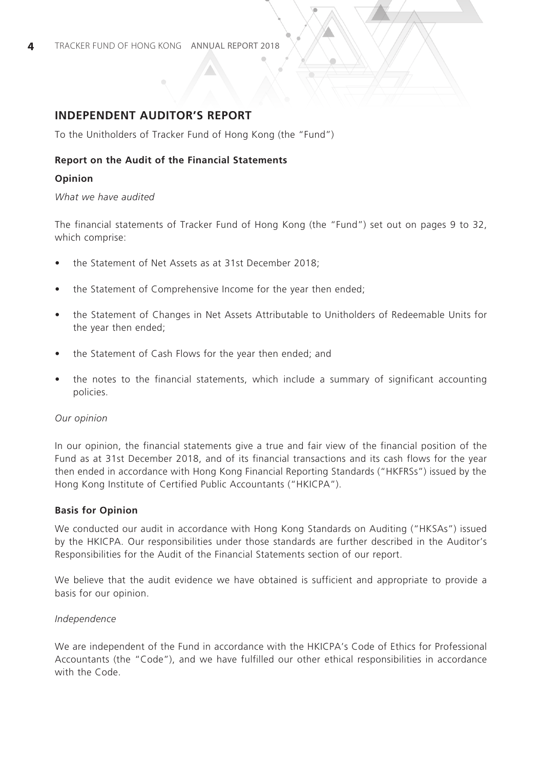## INDEPENDENT AUDITOR'S REPORT

To the Unitholders of Tracker Fund of Hong Kong (the "Fund")

### Report on the Audit of the Financial Statements

### Opinion

*What we have audited*

The financial statements of Tracker Fund of Hong Kong (the "Fund") set out on pages 9 to 32, which comprise:

- the Statement of Net Assets as at 31st December 2018;
- the Statement of Comprehensive Income for the year then ended;
- the Statement of Changes in Net Assets Attributable to Unitholders of Redeemable Units for the year then ended;
- the Statement of Cash Flows for the year then ended; and
- the notes to the financial statements, which include a summary of significant accounting policies.

*Our opinion*

In our opinion, the financial statements give a true and fair view of the financial position of the Fund as at 31st December 2018, and of its financial transactions and its cash flows for the year then ended in accordance with Hong Kong Financial Reporting Standards ("HKFRSs") issued by the Hong Kong Institute of Certified Public Accountants ("HKICPA").

### Basis for Opinion

We conducted our audit in accordance with Hong Kong Standards on Auditing ("HKSAs") issued by the HKICPA. Our responsibilities under those standards are further described in the Auditor's Responsibilities for the Audit of the Financial Statements section of our report.

We believe that the audit evidence we have obtained is sufficient and appropriate to provide a basis for our opinion.

*Independence*

We are independent of the Fund in accordance with the HKICPA's Code of Ethics for Professional Accountants (the "Code"), and we have fulfilled our other ethical responsibilities in accordance with the Code.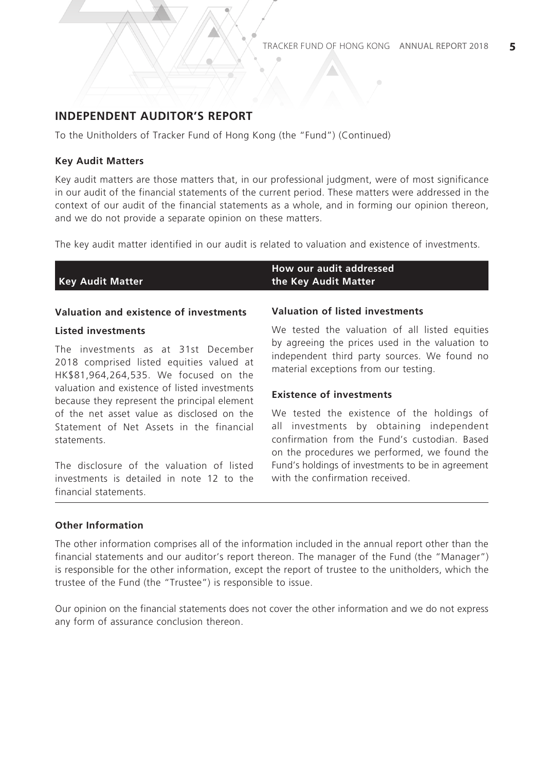## INDEPENDENT AUDITOR'S REPORT

To the Unitholders of Tracker Fund of Hong Kong (the "Fund") (Continued)

### Key Audit Matters

Key audit matters are those matters that, in our professional judgment, were of most significance in our audit of the financial statements of the current period. These matters were addressed in the context of our audit of the financial statements as a whole, and in forming our opinion thereon, and we do not provide a separate opinion on these matters.

The key audit matter identified in our audit is related to valuation and existence of investments.

| Key Audit Matter | How our audit addressed the Key Audit Matter |
|---|---|
| **Valuation and existence of investments**<br><br>**Listed investments**<br><br>The investments as at 31st December 2018 comprised listed equities valued at HK$81,964,264,535. We focused on the valuation and existence of listed investments because they represent the principal element of the net asset value as disclosed on the Statement of Net Assets in the financial statements.<br><br>The disclosure of the valuation of listed investments is detailed in note 12 to the financial statements. | **Valuation of listed investments**<br><br>We tested the valuation of all listed equities by agreeing the prices used in the valuation to independent third party sources. We found no material exceptions from our testing.<br><br>**Existence of investments**<br><br>We tested the existence of the holdings of all investments by obtaining independent confirmation from the Fund's custodian. Based on the procedures we performed, we found the Fund's holdings of investments to be in agreement with the confirmation received. |

### Other Information

The other information comprises all of the information included in the annual report other than the financial statements and our auditor's report thereon. The manager of the Fund (the "Manager") is responsible for the other information, except the report of trustee to the unitholders, which the trustee of the Fund (the "Trustee") is responsible to issue.

Our opinion on the financial statements does not cover the other information and we do not express any form of assurance conclusion thereon.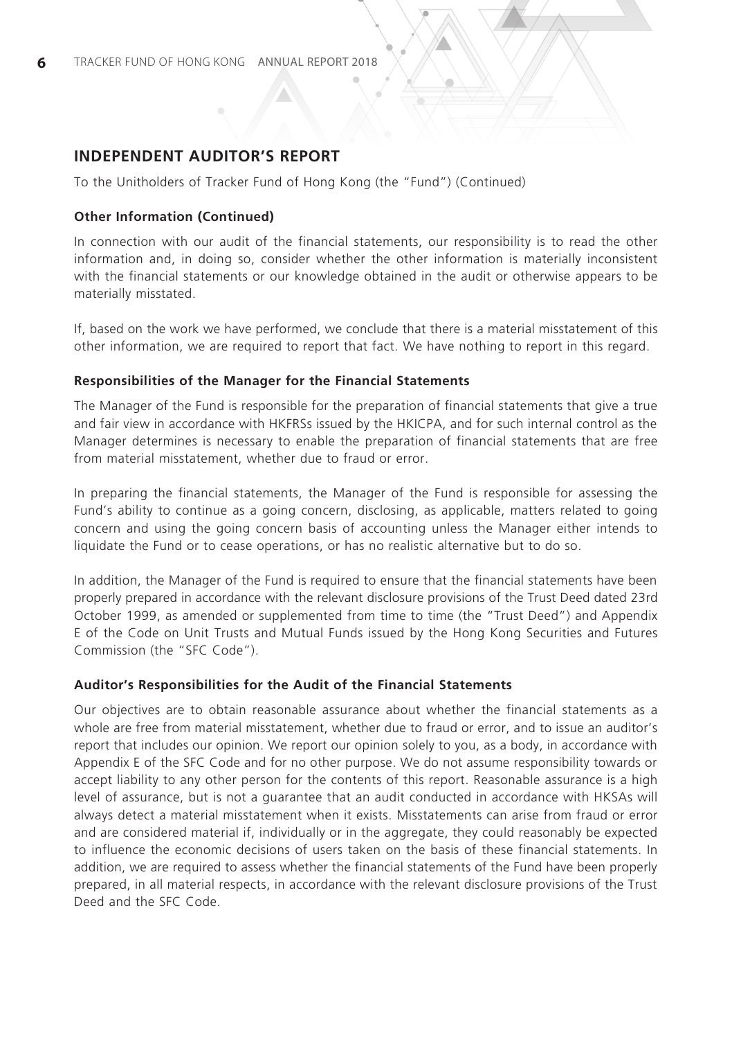## INDEPENDENT AUDITOR'S REPORT

To the Unitholders of Tracker Fund of Hong Kong (the "Fund") (Continued)

### Other Information (Continued)

In connection with our audit of the financial statements, our responsibility is to read the other information and, in doing so, consider whether the other information is materially inconsistent with the financial statements or our knowledge obtained in the audit or otherwise appears to be materially misstated.

If, based on the work we have performed, we conclude that there is a material misstatement of this other information, we are required to report that fact. We have nothing to report in this regard.

### Responsibilities of the Manager for the Financial Statements

The Manager of the Fund is responsible for the preparation of financial statements that give a true and fair view in accordance with HKFRSs issued by the HKICPA, and for such internal control as the Manager determines is necessary to enable the preparation of financial statements that are free from material misstatement, whether due to fraud or error.

In preparing the financial statements, the Manager of the Fund is responsible for assessing the Fund's ability to continue as a going concern, disclosing, as applicable, matters related to going concern and using the going concern basis of accounting unless the Manager either intends to liquidate the Fund or to cease operations, or has no realistic alternative but to do so.

In addition, the Manager of the Fund is required to ensure that the financial statements have been properly prepared in accordance with the relevant disclosure provisions of the Trust Deed dated 23rd October 1999, as amended or supplemented from time to time (the "Trust Deed") and Appendix E of the Code on Unit Trusts and Mutual Funds issued by the Hong Kong Securities and Futures Commission (the "SFC Code").

### Auditor's Responsibilities for the Audit of the Financial Statements

Our objectives are to obtain reasonable assurance about whether the financial statements as a whole are free from material misstatement, whether due to fraud or error, and to issue an auditor's report that includes our opinion. We report our opinion solely to you, as a body, in accordance with Appendix E of the SFC Code and for no other purpose. We do not assume responsibility towards or accept liability to any other person for the contents of this report. Reasonable assurance is a high level of assurance, but is not a guarantee that an audit conducted in accordance with HKSAs will always detect a material misstatement when it exists. Misstatements can arise from fraud or error and are considered material if, individually or in the aggregate, they could reasonably be expected to influence the economic decisions of users taken on the basis of these financial statements. In addition, we are required to assess whether the financial statements of the Fund have been properly prepared, in all material respects, in accordance with the relevant disclosure provisions of the Trust Deed and the SFC Code.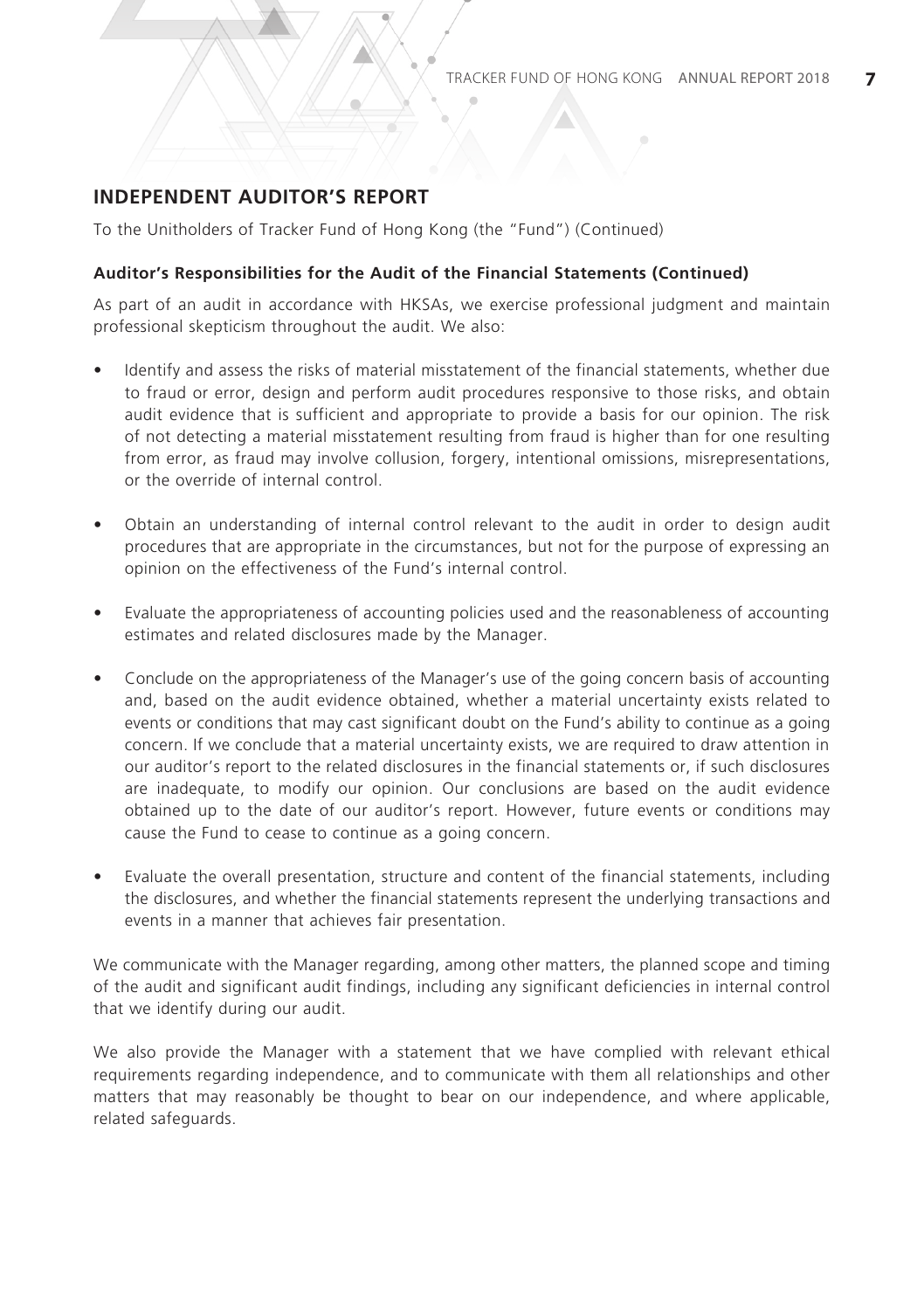## INDEPENDENT AUDITOR'S REPORT

To the Unitholders of Tracker Fund of Hong Kong (the "Fund") (Continued)

### Auditor's Responsibilities for the Audit of the Financial Statements (Continued)

As part of an audit in accordance with HKSAs, we exercise professional judgment and maintain professional skepticism throughout the audit. We also:

- Identify and assess the risks of material misstatement of the financial statements, whether due to fraud or error, design and perform audit procedures responsive to those risks, and obtain audit evidence that is sufficient and appropriate to provide a basis for our opinion. The risk of not detecting a material misstatement resulting from fraud is higher than for one resulting from error, as fraud may involve collusion, forgery, intentional omissions, misrepresentations, or the override of internal control.

- Obtain an understanding of internal control relevant to the audit in order to design audit procedures that are appropriate in the circumstances, but not for the purpose of expressing an opinion on the effectiveness of the Fund's internal control.

- Evaluate the appropriateness of accounting policies used and the reasonableness of accounting estimates and related disclosures made by the Manager.

- Conclude on the appropriateness of the Manager's use of the going concern basis of accounting and, based on the audit evidence obtained, whether a material uncertainty exists related to events or conditions that may cast significant doubt on the Fund's ability to continue as a going concern. If we conclude that a material uncertainty exists, we are required to draw attention in our auditor's report to the related disclosures in the financial statements or, if such disclosures are inadequate, to modify our opinion. Our conclusions are based on the audit evidence obtained up to the date of our auditor's report. However, future events or conditions may cause the Fund to cease to continue as a going concern.

- Evaluate the overall presentation, structure and content of the financial statements, including the disclosures, and whether the financial statements represent the underlying transactions and events in a manner that achieves fair presentation.

We communicate with the Manager regarding, among other matters, the planned scope and timing of the audit and significant audit findings, including any significant deficiencies in internal control that we identify during our audit.

We also provide the Manager with a statement that we have complied with relevant ethical requirements regarding independence, and to communicate with them all relationships and other matters that may reasonably be thought to bear on our independence, and where applicable, related safeguards.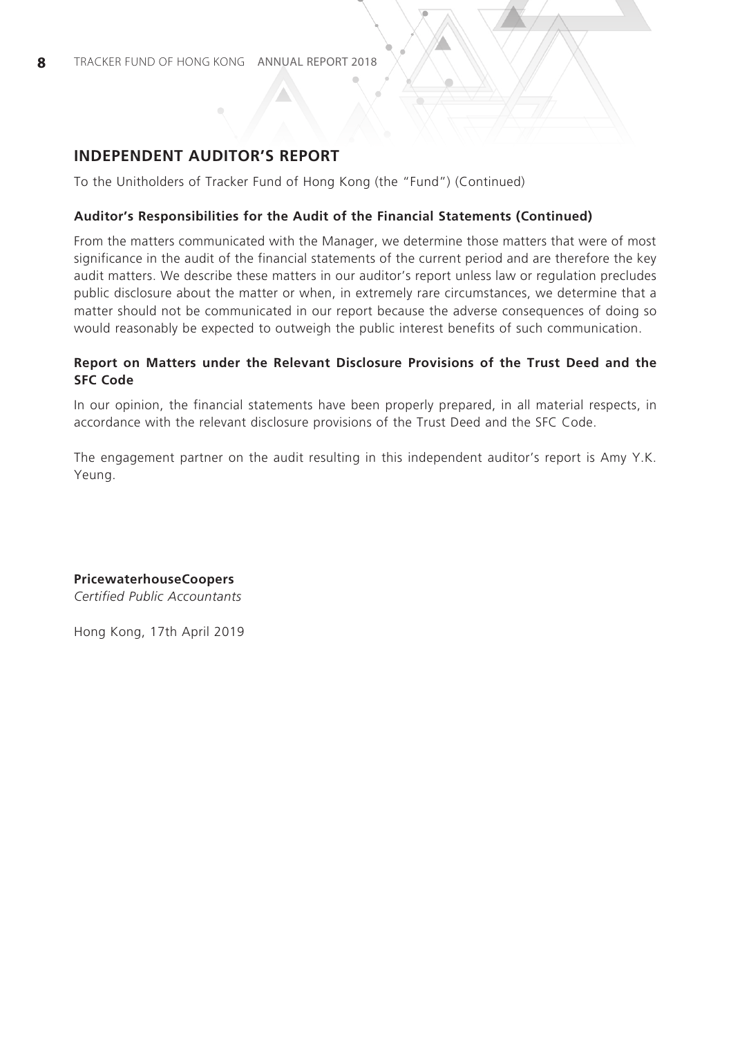## INDEPENDENT AUDITOR'S REPORT

To the Unitholders of Tracker Fund of Hong Kong (the "Fund") (Continued)

### Auditor's Responsibilities for the Audit of the Financial Statements (Continued)

From the matters communicated with the Manager, we determine those matters that were of most significance in the audit of the financial statements of the current period and are therefore the key audit matters. We describe these matters in our auditor's report unless law or regulation precludes public disclosure about the matter or when, in extremely rare circumstances, we determine that a matter should not be communicated in our report because the adverse consequences of doing so would reasonably be expected to outweigh the public interest benefits of such communication.

### Report on Matters under the Relevant Disclosure Provisions of the Trust Deed and the SFC Code

In our opinion, the financial statements have been properly prepared, in all material respects, in accordance with the relevant disclosure provisions of the Trust Deed and the SFC Code.

The engagement partner on the audit resulting in this independent auditor's report is Amy Y.K. Yeung.

**PricewaterhouseCoopers**
*Certified Public Accountants*

Hong Kong, 17th April 2019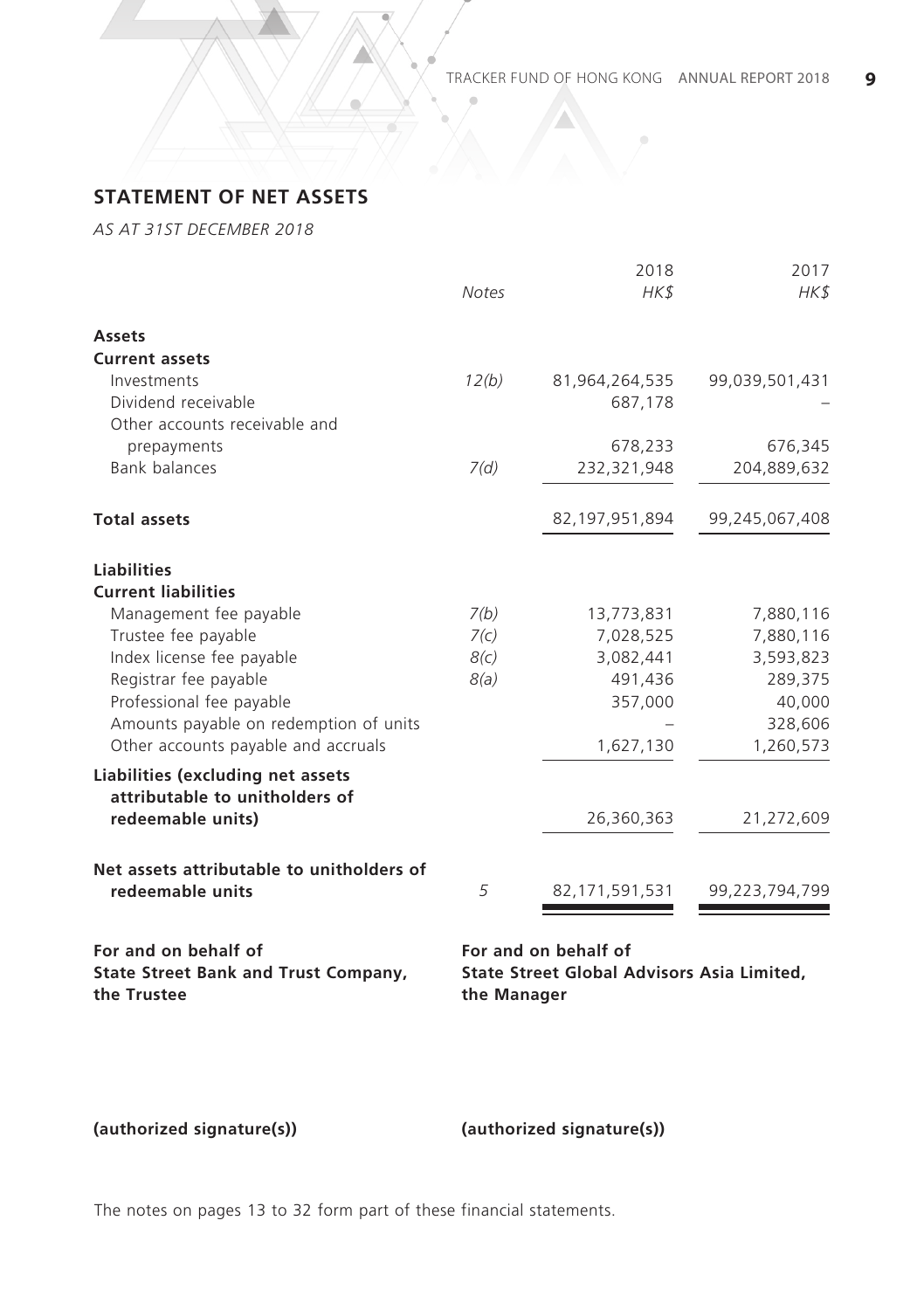## STATEMENT OF NET ASSETS

*AS AT 31ST DECEMBER 2018*

| | *Notes* | 2018 *HK$* | 2017 *HK$* |
|---|---|---|---|
| **Assets** | | | |
| **Current assets** | | | |
| Investments | *12(b)* | 81,964,264,535 | 99,039,501,431 |
| Dividend receivable | | 687,178 | – |
| Other accounts receivable and prepayments | | 678,233 | 676,345 |
| Bank balances | *7(d)* | 232,321,948 | 204,889,632 |
| **Total assets** | | 82,197,951,894 | 99,245,067,408 |
| **Liabilities** | | | |
| **Current liabilities** | | | |
| Management fee payable | *7(b)* | 13,773,831 | 7,880,116 |
| Trustee fee payable | *7(c)* | 7,028,525 | 7,880,116 |
| Index license fee payable | *8(c)* | 3,082,441 | 3,593,823 |
| Registrar fee payable | *8(a)* | 491,436 | 289,375 |
| Professional fee payable | | 357,000 | 40,000 |
| Amounts payable on redemption of units | | – | 328,606 |
| Other accounts payable and accruals | | 1,627,130 | 1,260,573 |
| **Liabilities (excluding net assets attributable to unitholders of redeemable units)** | | 26,360,363 | 21,272,609 |
| **Net assets attributable to unitholders of redeemable units** | 5 | 82,171,591,531 | 99,223,794,799 |

**For and on behalf of**
**State Street Bank and Trust Company,**
**the Trustee**

**For and on behalf of**
**State Street Global Advisors Asia Limited,**
**the Manager**

**(authorized signature(s))**

**(authorized signature(s))**

The notes on pages 13 to 32 form part of these financial statements.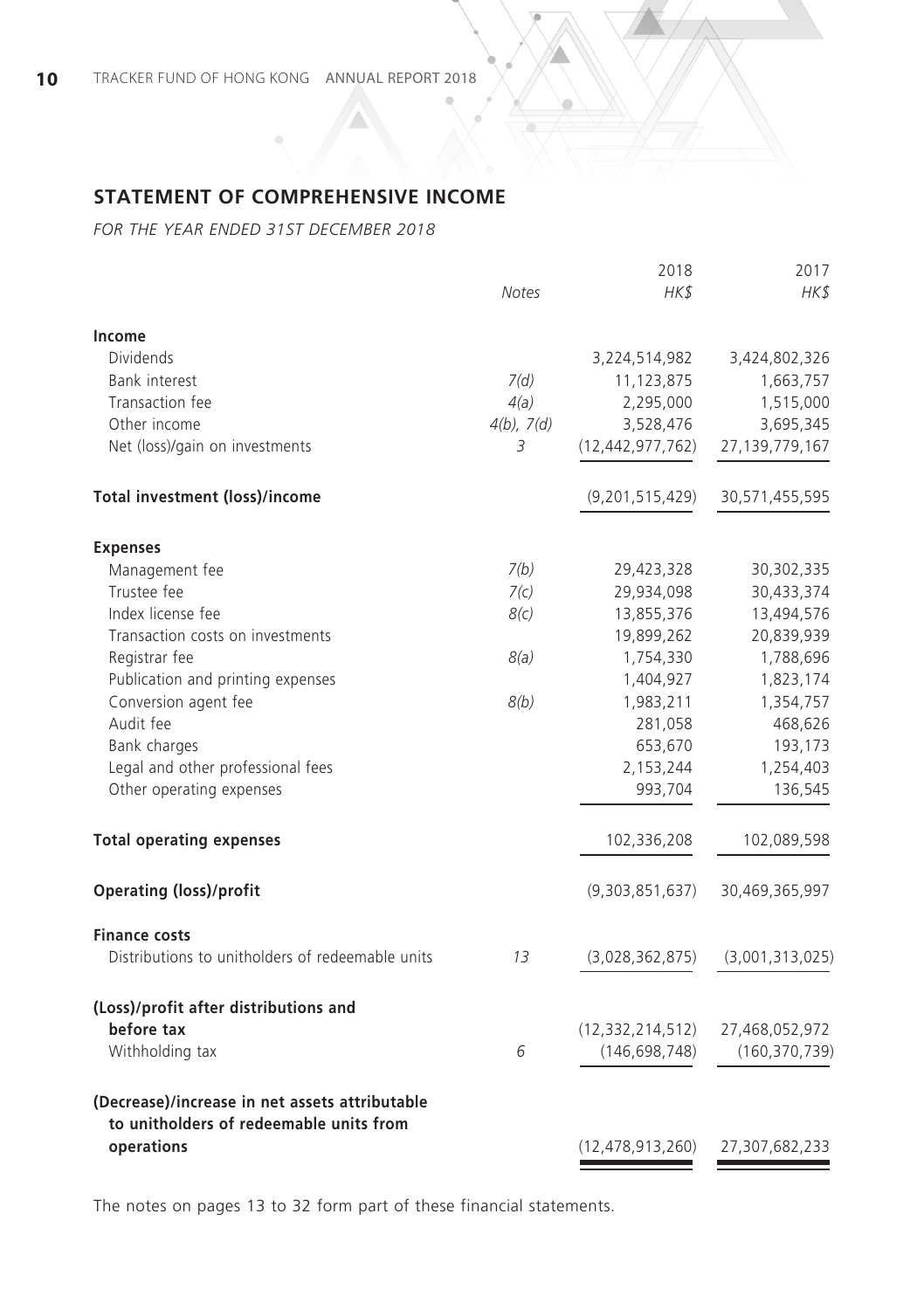## STATEMENT OF COMPREHENSIVE INCOME

*FOR THE YEAR ENDED 31ST DECEMBER 2018*

| | *Notes* | 2018 *HK$* | 2017 *HK$* |
|---|---|---|---|
| **Income** | | | |
| Dividends | | 3,224,514,982 | 3,424,802,326 |
| Bank interest | *7(d)* | 11,123,875 | 1,663,757 |
| Transaction fee | *4(a)* | 2,295,000 | 1,515,000 |
| Other income | *4(b), 7(d)* | 3,528,476 | 3,695,345 |
| Net (loss)/gain on investments | *3* | (12,442,977,762) | 27,139,779,167 |
| **Total investment (loss)/income** | | (9,201,515,429) | 30,571,455,595 |
| **Expenses** | | | |
| Management fee | *7(b)* | 29,423,328 | 30,302,335 |
| Trustee fee | *7(c)* | 29,934,098 | 30,433,374 |
| Index license fee | *8(c)* | 13,855,376 | 13,494,576 |
| Transaction costs on investments | | 19,899,262 | 20,839,939 |
| Registrar fee | *8(a)* | 1,754,330 | 1,788,696 |
| Publication and printing expenses | | 1,404,927 | 1,823,174 |
| Conversion agent fee | *8(b)* | 1,983,211 | 1,354,757 |
| Audit fee | | 281,058 | 468,626 |
| Bank charges | | 653,670 | 193,173 |
| Legal and other professional fees | | 2,153,244 | 1,254,403 |
| Other operating expenses | | 993,704 | 136,545 |
| **Total operating expenses** | | 102,336,208 | 102,089,598 |
| **Operating (loss)/profit** | | (9,303,851,637) | 30,469,365,997 |
| **Finance costs** | | | |
| Distributions to unitholders of redeemable units | *13* | (3,028,362,875) | (3,001,313,025) |
| **(Loss)/profit after distributions and before tax** | | (12,332,214,512) | 27,468,052,972 |
| Withholding tax | *6* | (146,698,748) | (160,370,739) |
| **(Decrease)/increase in net assets attributable to unitholders of redeemable units from operations** | | (12,478,913,260) | 27,307,682,233 |

The notes on pages 13 to 32 form part of these financial statements.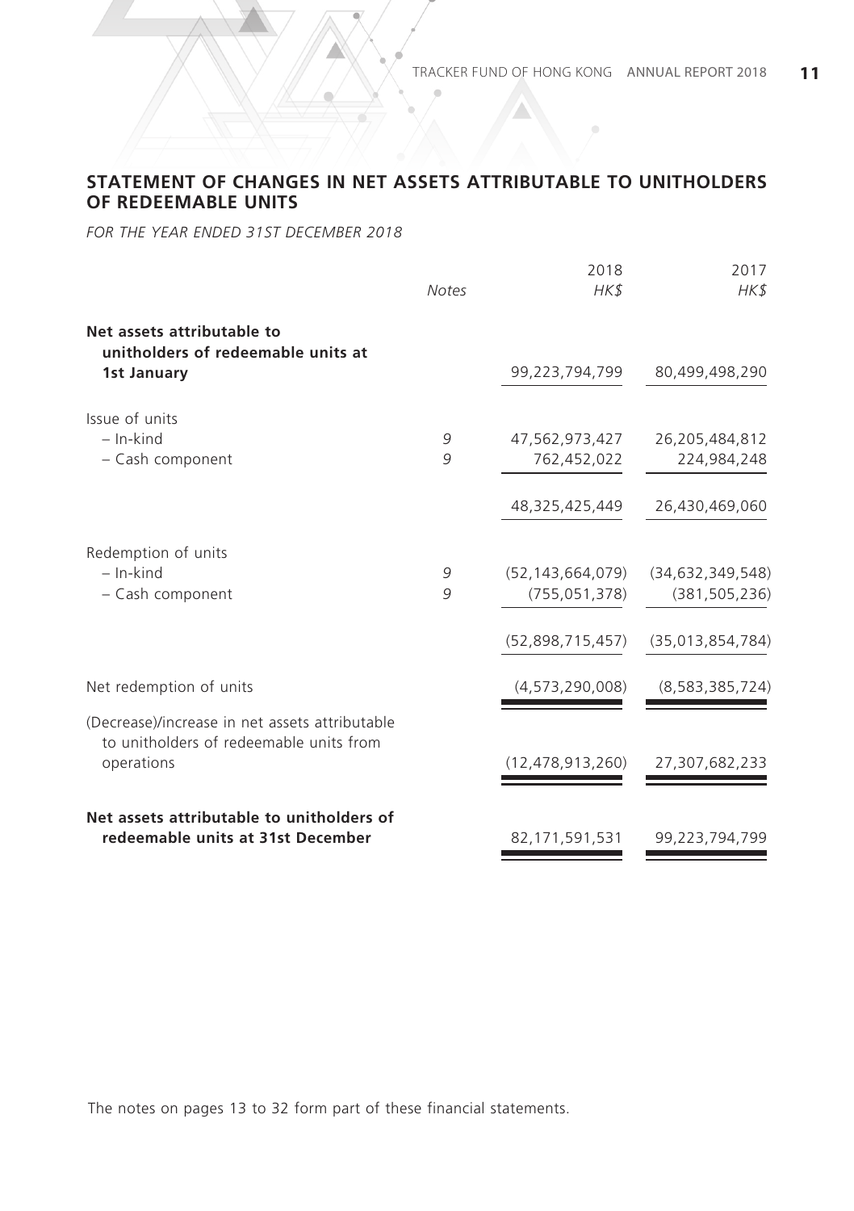## STATEMENT OF CHANGES IN NET ASSETS ATTRIBUTABLE TO UNITHOLDERS OF REDEEMABLE UNITS

*FOR THE YEAR ENDED 31ST DECEMBER 2018*

| | *Notes* | 2018 *HK$* | 2017 *HK$* |
|---|---|---|---|
| **Net assets attributable to unitholders of redeemable units at 1st January** | | 99,223,794,799 | 80,499,498,290 |
| Issue of units | | | |
| – In-kind | 9 | 47,562,973,427 | 26,205,484,812 |
| – Cash component | 9 | 762,452,022 | 224,984,248 |
| | | 48,325,425,449 | 26,430,469,060 |
| Redemption of units | | | |
| – In-kind | 9 | (52,143,664,079) | (34,632,349,548) |
| – Cash component | 9 | (755,051,378) | (381,505,236) |
| | | (52,898,715,457) | (35,013,854,784) |
| Net redemption of units | | (4,573,290,008) | (8,583,385,724) |
| (Decrease)/increase in net assets attributable to unitholders of redeemable units from operations | | (12,478,913,260) | 27,307,682,233 |
| **Net assets attributable to unitholders of redeemable units at 31st December** | | 82,171,591,531 | 99,223,794,799 |

The notes on pages 13 to 32 form part of these financial statements.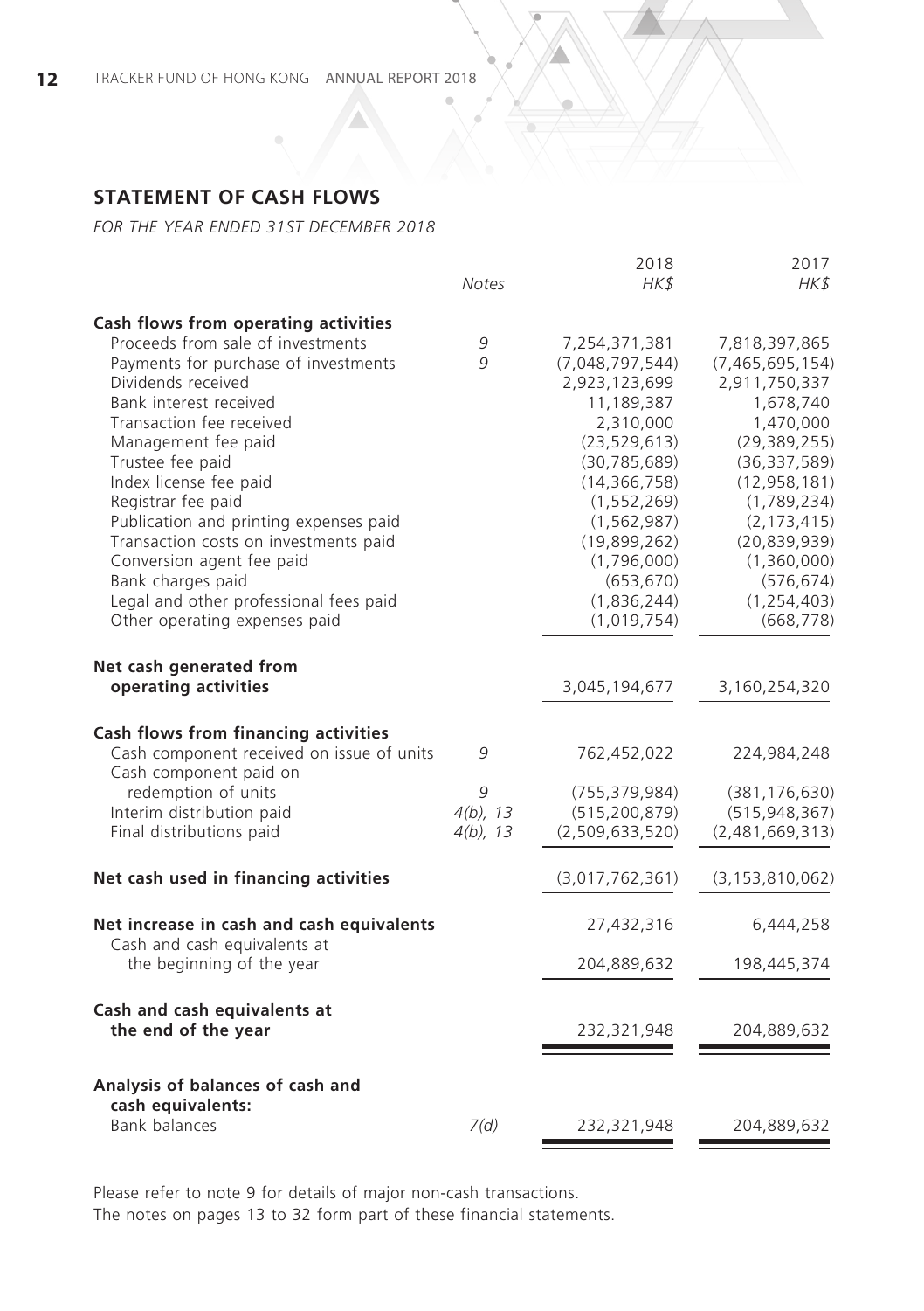## STATEMENT OF CASH FLOWS

*FOR THE YEAR ENDED 31ST DECEMBER 2018*

| | *Notes* | 2018 *HK$* | 2017 *HK$* |
|---|---|---|---|
| **Cash flows from operating activities** | | | |
| Proceeds from sale of investments | *9* | 7,254,371,381 | 7,818,397,865 |
| Payments for purchase of investments | *9* | (7,048,797,544) | (7,465,695,154) |
| Dividends received | | 2,923,123,699 | 2,911,750,337 |
| Bank interest received | | 11,189,387 | 1,678,740 |
| Transaction fee received | | 2,310,000 | 1,470,000 |
| Management fee paid | | (23,529,613) | (29,389,255) |
| Trustee fee paid | | (30,785,689) | (36,337,589) |
| Index license fee paid | | (14,366,758) | (12,958,181) |
| Registrar fee paid | | (1,552,269) | (1,789,234) |
| Publication and printing expenses paid | | (1,562,987) | (2,173,415) |
| Transaction costs on investments paid | | (19,899,262) | (20,839,939) |
| Conversion agent fee paid | | (1,796,000) | (1,360,000) |
| Bank charges paid | | (653,670) | (576,674) |
| Legal and other professional fees paid | | (1,836,244) | (1,254,403) |
| Other operating expenses paid | | (1,019,754) | (668,778) |
| **Net cash generated from operating activities** | | 3,045,194,677 | 3,160,254,320 |
| **Cash flows from financing activities** | | | |
| Cash component received on issue of units | *9* | 762,452,022 | 224,984,248 |
| Cash component paid on redemption of units | *9* | (755,379,984) | (381,176,630) |
| Interim distribution paid | *4(b), 13* | (515,200,879) | (515,948,367) |
| Final distributions paid | *4(b), 13* | (2,509,633,520) | (2,481,669,313) |
| **Net cash used in financing activities** | | (3,017,762,361) | (3,153,810,062) |
| **Net increase in cash and cash equivalents** | | 27,432,316 | 6,444,258 |
| Cash and cash equivalents at the beginning of the year | | 204,889,632 | 198,445,374 |
| **Cash and cash equivalents at the end of the year** | | 232,321,948 | 204,889,632 |
| **Analysis of balances of cash and cash equivalents:** | | | |
| Bank balances | *7(d)* | 232,321,948 | 204,889,632 |

Please refer to note 9 for details of major non-cash transactions.
The notes on pages 13 to 32 form part of these financial statements.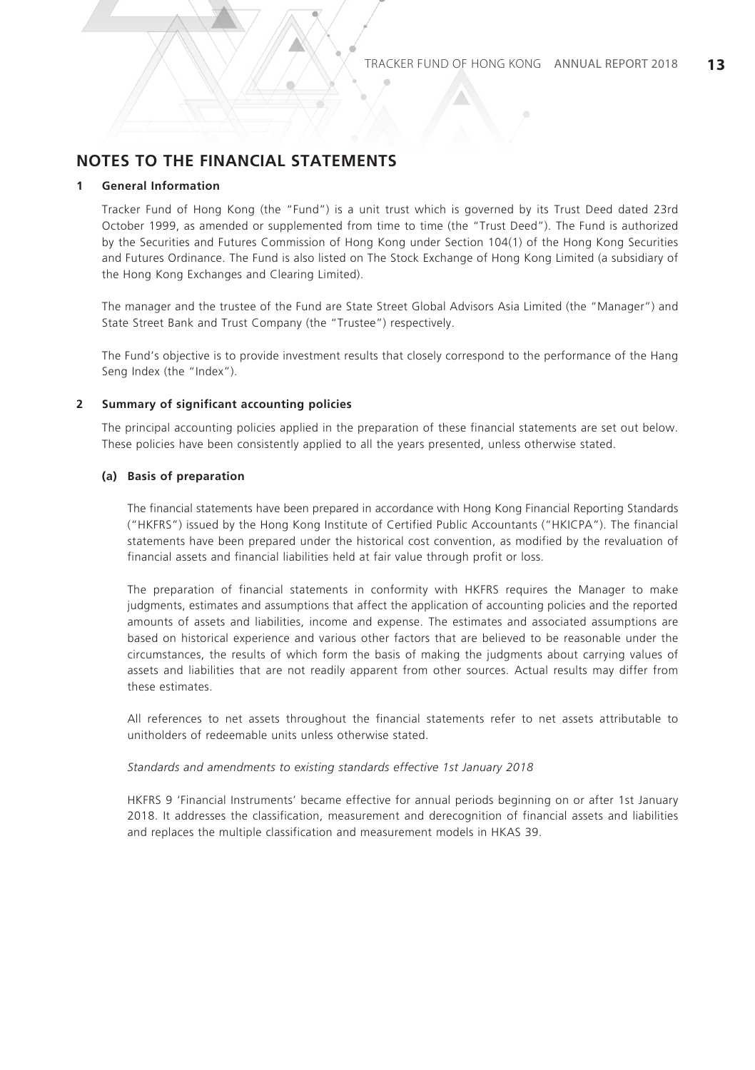# NOTES TO THE FINANCIAL STATEMENTS

## 1 General Information

Tracker Fund of Hong Kong (the "Fund") is a unit trust which is governed by its Trust Deed dated 23rd October 1999, as amended or supplemented from time to time (the "Trust Deed"). The Fund is authorized by the Securities and Futures Commission of Hong Kong under Section 104(1) of the Hong Kong Securities and Futures Ordinance. The Fund is also listed on The Stock Exchange of Hong Kong Limited (a subsidiary of the Hong Kong Exchanges and Clearing Limited).

The manager and the trustee of the Fund are State Street Global Advisors Asia Limited (the "Manager") and State Street Bank and Trust Company (the "Trustee") respectively.

The Fund's objective is to provide investment results that closely correspond to the performance of the Hang Seng Index (the "Index").

## 2 Summary of significant accounting policies

The principal accounting policies applied in the preparation of these financial statements are set out below. These policies have been consistently applied to all the years presented, unless otherwise stated.

### (a) Basis of preparation

The financial statements have been prepared in accordance with Hong Kong Financial Reporting Standards ("HKFRS") issued by the Hong Kong Institute of Certified Public Accountants ("HKICPA"). The financial statements have been prepared under the historical cost convention, as modified by the revaluation of financial assets and financial liabilities held at fair value through profit or loss.

The preparation of financial statements in conformity with HKFRS requires the Manager to make judgments, estimates and assumptions that affect the application of accounting policies and the reported amounts of assets and liabilities, income and expense. The estimates and associated assumptions are based on historical experience and various other factors that are believed to be reasonable under the circumstances, the results of which form the basis of making the judgments about carrying values of assets and liabilities that are not readily apparent from other sources. Actual results may differ from these estimates.

All references to net assets throughout the financial statements refer to net assets attributable to unitholders of redeemable units unless otherwise stated.

*Standards and amendments to existing standards effective 1st January 2018*

HKFRS 9 'Financial Instruments' became effective for annual periods beginning on or after 1st January 2018. It addresses the classification, measurement and derecognition of financial assets and liabilities and replaces the multiple classification and measurement models in HKAS 39.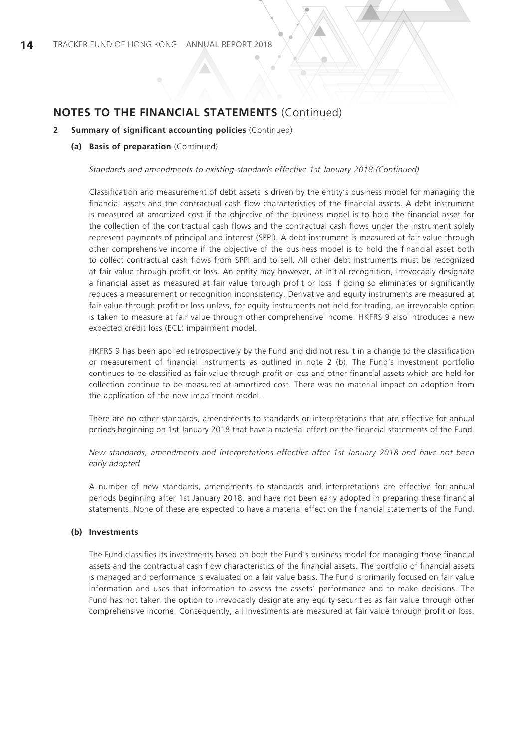## NOTES TO THE FINANCIAL STATEMENTS (Continued)

**2 Summary of significant accounting policies** (Continued)

**(a) Basis of preparation** (Continued)

*Standards and amendments to existing standards effective 1st January 2018 (Continued)*

Classification and measurement of debt assets is driven by the entity's business model for managing the financial assets and the contractual cash flow characteristics of the financial assets. A debt instrument is measured at amortized cost if the objective of the business model is to hold the financial asset for the collection of the contractual cash flows and the contractual cash flows under the instrument solely represent payments of principal and interest (SPPI). A debt instrument is measured at fair value through other comprehensive income if the objective of the business model is to hold the financial asset both to collect contractual cash flows from SPPI and to sell. All other debt instruments must be recognized at fair value through profit or loss. An entity may however, at initial recognition, irrevocably designate a financial asset as measured at fair value through profit or loss if doing so eliminates or significantly reduces a measurement or recognition inconsistency. Derivative and equity instruments are measured at fair value through profit or loss unless, for equity instruments not held for trading, an irrevocable option is taken to measure at fair value through other comprehensive income. HKFRS 9 also introduces a new expected credit loss (ECL) impairment model.

HKFRS 9 has been applied retrospectively by the Fund and did not result in a change to the classification or measurement of financial instruments as outlined in note 2 (b). The Fund's investment portfolio continues to be classified as fair value through profit or loss and other financial assets which are held for collection continue to be measured at amortized cost. There was no material impact on adoption from the application of the new impairment model.

There are no other standards, amendments to standards or interpretations that are effective for annual periods beginning on 1st January 2018 that have a material effect on the financial statements of the Fund.

*New standards, amendments and interpretations effective after 1st January 2018 and have not been early adopted*

A number of new standards, amendments to standards and interpretations are effective for annual periods beginning after 1st January 2018, and have not been early adopted in preparing these financial statements. None of these are expected to have a material effect on the financial statements of the Fund.

**(b) Investments**

The Fund classifies its investments based on both the Fund's business model for managing those financial assets and the contractual cash flow characteristics of the financial assets. The portfolio of financial assets is managed and performance is evaluated on a fair value basis. The Fund is primarily focused on fair value information and uses that information to assess the assets' performance and to make decisions. The Fund has not taken the option to irrevocably designate any equity securities as fair value through other comprehensive income. Consequently, all investments are measured at fair value through profit or loss.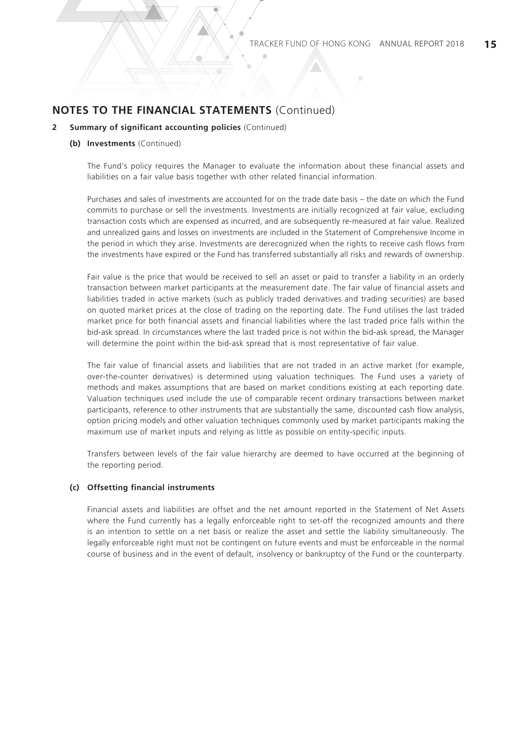## NOTES TO THE FINANCIAL STATEMENTS (Continued)

**2 Summary of significant accounting policies** (Continued)

**(b) Investments** (Continued)

The Fund's policy requires the Manager to evaluate the information about these financial assets and liabilities on a fair value basis together with other related financial information.

Purchases and sales of investments are accounted for on the trade date basis – the date on which the Fund commits to purchase or sell the investments. Investments are initially recognized at fair value, excluding transaction costs which are expensed as incurred, and are subsequently re-measured at fair value. Realized and unrealized gains and losses on investments are included in the Statement of Comprehensive Income in the period in which they arise. Investments are derecognized when the rights to receive cash flows from the investments have expired or the Fund has transferred substantially all risks and rewards of ownership.

Fair value is the price that would be received to sell an asset or paid to transfer a liability in an orderly transaction between market participants at the measurement date. The fair value of financial assets and liabilities traded in active markets (such as publicly traded derivatives and trading securities) are based on quoted market prices at the close of trading on the reporting date. The Fund utilises the last traded market price for both financial assets and financial liabilities where the last traded price falls within the bid-ask spread. In circumstances where the last traded price is not within the bid-ask spread, the Manager will determine the point within the bid-ask spread that is most representative of fair value.

The fair value of financial assets and liabilities that are not traded in an active market (for example, over-the-counter derivatives) is determined using valuation techniques. The Fund uses a variety of methods and makes assumptions that are based on market conditions existing at each reporting date. Valuation techniques used include the use of comparable recent ordinary transactions between market participants, reference to other instruments that are substantially the same, discounted cash flow analysis, option pricing models and other valuation techniques commonly used by market participants making the maximum use of market inputs and relying as little as possible on entity-specific inputs.

Transfers between levels of the fair value hierarchy are deemed to have occurred at the beginning of the reporting period.

**(c) Offsetting financial instruments**

Financial assets and liabilities are offset and the net amount reported in the Statement of Net Assets where the Fund currently has a legally enforceable right to set-off the recognized amounts and there is an intention to settle on a net basis or realize the asset and settle the liability simultaneously. The legally enforceable right must not be contingent on future events and must be enforceable in the normal course of business and in the event of default, insolvency or bankruptcy of the Fund or the counterparty.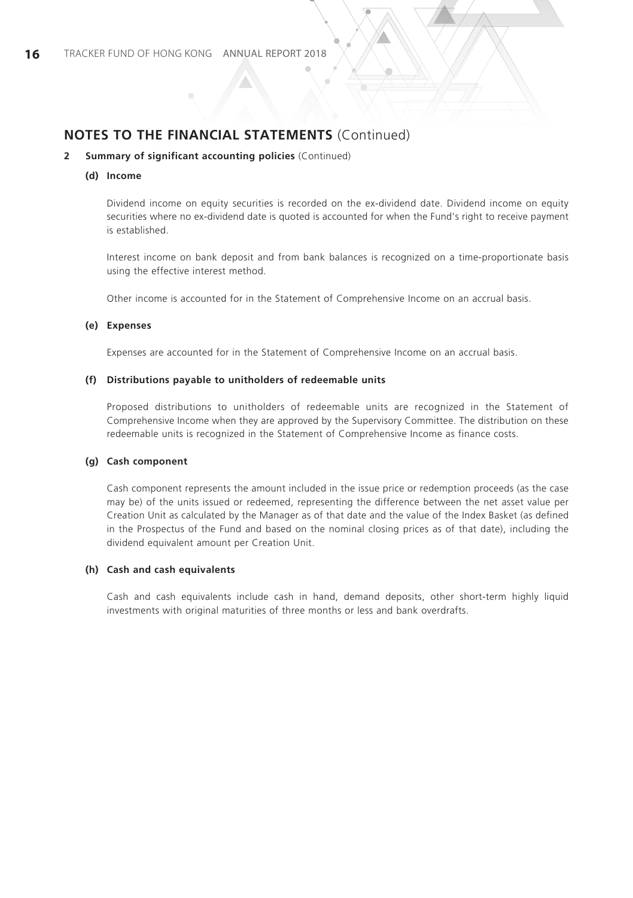## NOTES TO THE FINANCIAL STATEMENTS (Continued)

**2 Summary of significant accounting policies** (Continued)

**(d) Income**

Dividend income on equity securities is recorded on the ex-dividend date. Dividend income on equity securities where no ex-dividend date is quoted is accounted for when the Fund's right to receive payment is established.

Interest income on bank deposit and from bank balances is recognized on a time-proportionate basis using the effective interest method.

Other income is accounted for in the Statement of Comprehensive Income on an accrual basis.

**(e) Expenses**

Expenses are accounted for in the Statement of Comprehensive Income on an accrual basis.

**(f) Distributions payable to unitholders of redeemable units**

Proposed distributions to unitholders of redeemable units are recognized in the Statement of Comprehensive Income when they are approved by the Supervisory Committee. The distribution on these redeemable units is recognized in the Statement of Comprehensive Income as finance costs.

**(g) Cash component**

Cash component represents the amount included in the issue price or redemption proceeds (as the case may be) of the units issued or redeemed, representing the difference between the net asset value per Creation Unit as calculated by the Manager as of that date and the value of the Index Basket (as defined in the Prospectus of the Fund and based on the nominal closing prices as of that date), including the dividend equivalent amount per Creation Unit.

**(h) Cash and cash equivalents**

Cash and cash equivalents include cash in hand, demand deposits, other short-term highly liquid investments with original maturities of three months or less and bank overdrafts.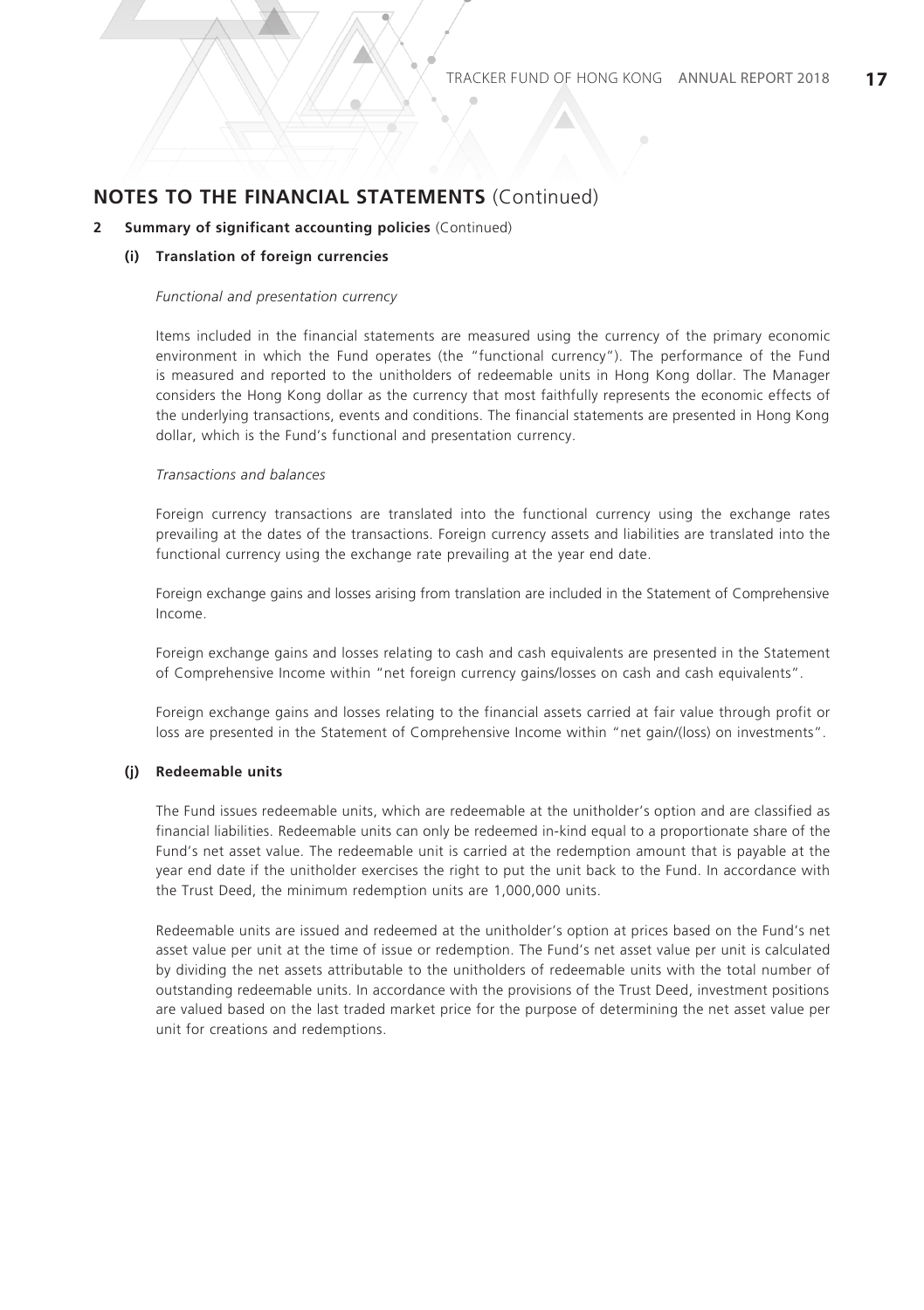## NOTES TO THE FINANCIAL STATEMENTS (Continued)

**2 Summary of significant accounting policies** (Continued)

**(i) Translation of foreign currencies**

*Functional and presentation currency*

Items included in the financial statements are measured using the currency of the primary economic environment in which the Fund operates (the "functional currency"). The performance of the Fund is measured and reported to the unitholders of redeemable units in Hong Kong dollar. The Manager considers the Hong Kong dollar as the currency that most faithfully represents the economic effects of the underlying transactions, events and conditions. The financial statements are presented in Hong Kong dollar, which is the Fund's functional and presentation currency.

*Transactions and balances*

Foreign currency transactions are translated into the functional currency using the exchange rates prevailing at the dates of the transactions. Foreign currency assets and liabilities are translated into the functional currency using the exchange rate prevailing at the year end date.

Foreign exchange gains and losses arising from translation are included in the Statement of Comprehensive Income.

Foreign exchange gains and losses relating to cash and cash equivalents are presented in the Statement of Comprehensive Income within "net foreign currency gains/losses on cash and cash equivalents".

Foreign exchange gains and losses relating to the financial assets carried at fair value through profit or loss are presented in the Statement of Comprehensive Income within "net gain/(loss) on investments".

**(j) Redeemable units**

The Fund issues redeemable units, which are redeemable at the unitholder's option and are classified as financial liabilities. Redeemable units can only be redeemed in-kind equal to a proportionate share of the Fund's net asset value. The redeemable unit is carried at the redemption amount that is payable at the year end date if the unitholder exercises the right to put the unit back to the Fund. In accordance with the Trust Deed, the minimum redemption units are 1,000,000 units.

Redeemable units are issued and redeemed at the unitholder's option at prices based on the Fund's net asset value per unit at the time of issue or redemption. The Fund's net asset value per unit is calculated by dividing the net assets attributable to the unitholders of redeemable units with the total number of outstanding redeemable units. In accordance with the provisions of the Trust Deed, investment positions are valued based on the last traded market price for the purpose of determining the net asset value per unit for creations and redemptions.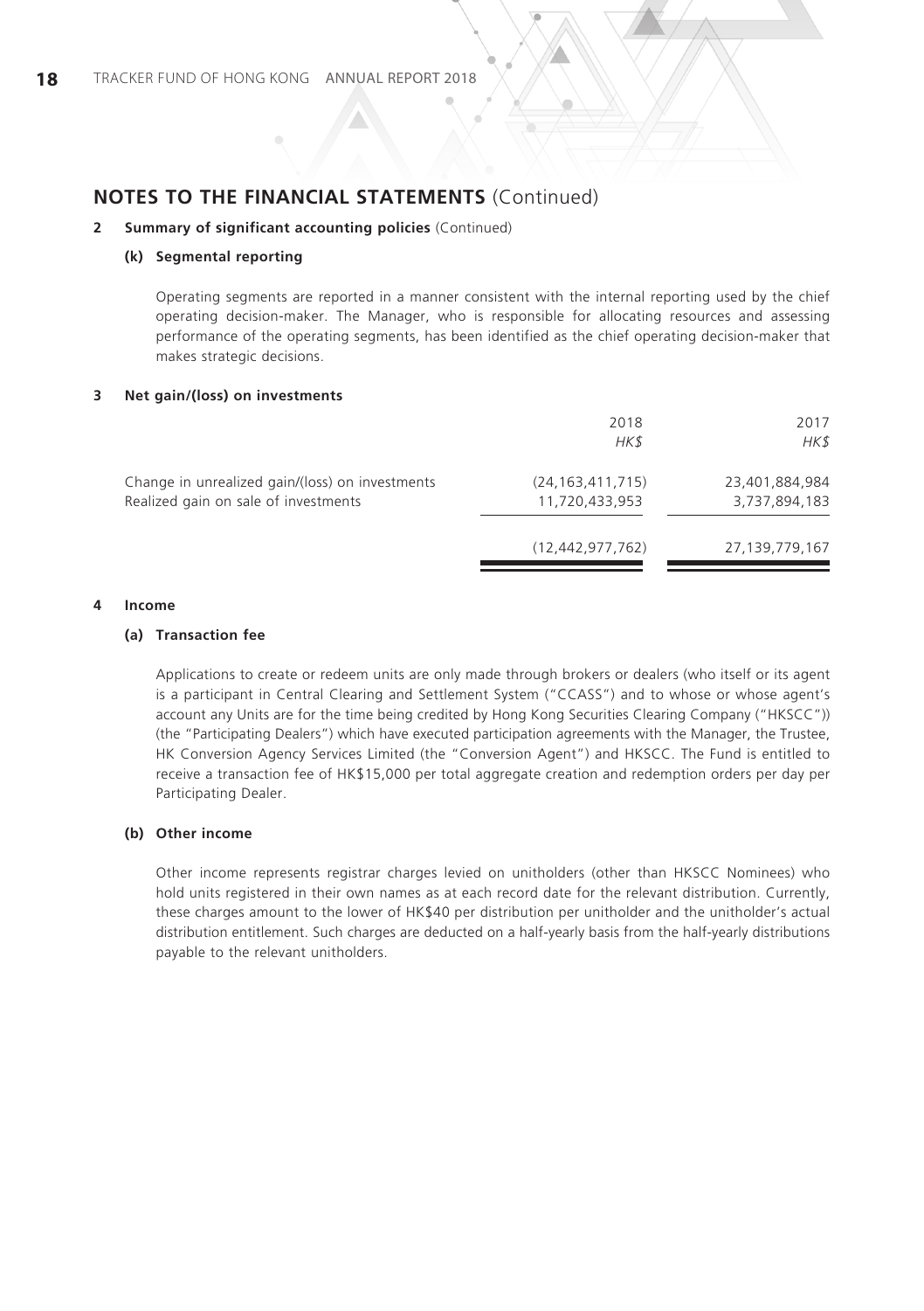## NOTES TO THE FINANCIAL STATEMENTS (Continued)

### 2 Summary of significant accounting policies (Continued)

#### (k) Segmental reporting

Operating segments are reported in a manner consistent with the internal reporting used by the chief operating decision-maker. The Manager, who is responsible for allocating resources and assessing performance of the operating segments, has been identified as the chief operating decision-maker that makes strategic decisions.

### 3 Net gain/(loss) on investments

| | 2018<br>*HK$* | 2017<br>*HK$* |
|---|---|---|
| Change in unrealized gain/(loss) on investments | (24,163,411,715) | 23,401,884,984 |
| Realized gain on sale of investments | 11,720,433,953 | 3,737,894,183 |
| | (12,442,977,762) | 27,139,779,167 |

### 4 Income

#### (a) Transaction fee

Applications to create or redeem units are only made through brokers or dealers (who itself or its agent is a participant in Central Clearing and Settlement System ("CCASS") and to whose or whose agent's account any Units are for the time being credited by Hong Kong Securities Clearing Company ("HKSCC")) (the "Participating Dealers") which have executed participation agreements with the Manager, the Trustee, HK Conversion Agency Services Limited (the "Conversion Agent") and HKSCC. The Fund is entitled to receive a transaction fee of HK$15,000 per total aggregate creation and redemption orders per day per Participating Dealer.

#### (b) Other income

Other income represents registrar charges levied on unitholders (other than HKSCC Nominees) who hold units registered in their own names as at each record date for the relevant distribution. Currently, these charges amount to the lower of HK$40 per distribution per unitholder and the unitholder's actual distribution entitlement. Such charges are deducted on a half-yearly basis from the half-yearly distributions payable to the relevant unitholders.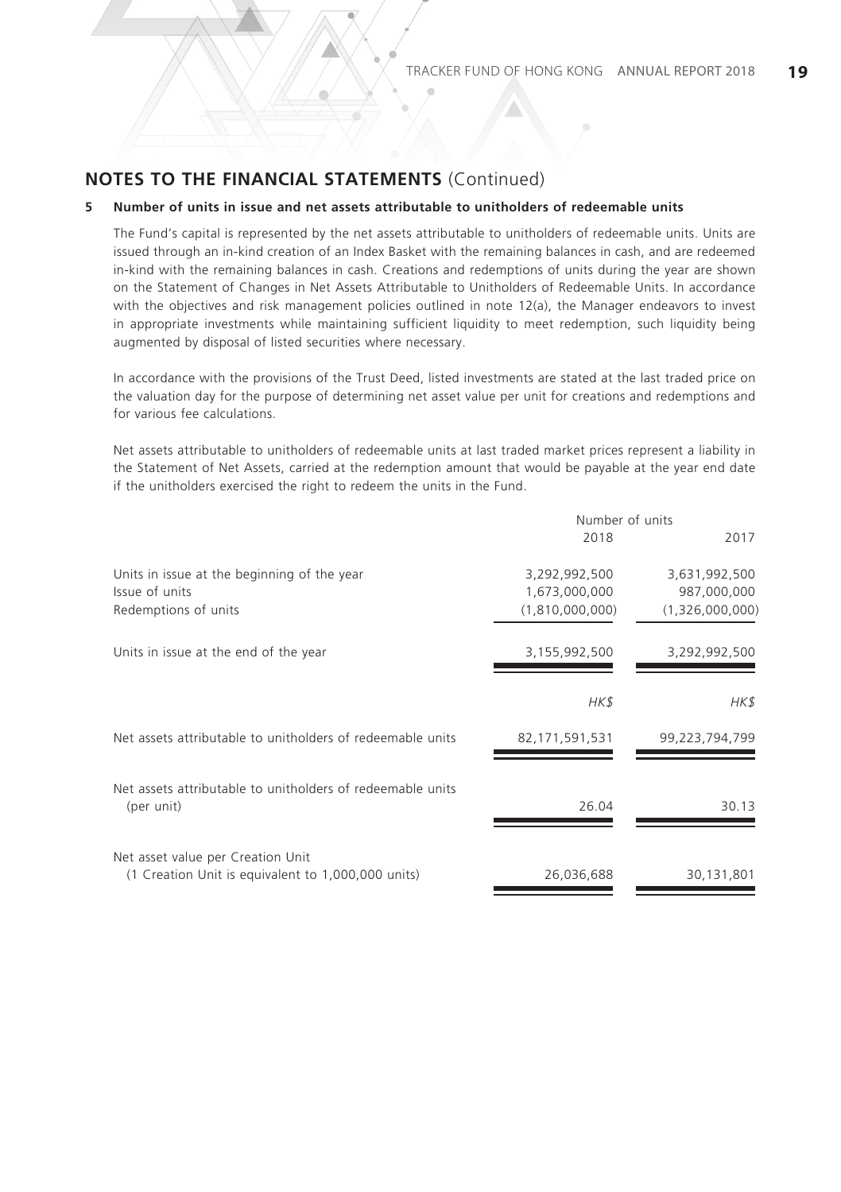## NOTES TO THE FINANCIAL STATEMENTS (Continued)

### 5 Number of units in issue and net assets attributable to unitholders of redeemable units

The Fund's capital is represented by the net assets attributable to unitholders of redeemable units. Units are issued through an in-kind creation of an Index Basket with the remaining balances in cash, and are redeemed in-kind with the remaining balances in cash. Creations and redemptions of units during the year are shown on the Statement of Changes in Net Assets Attributable to Unitholders of Redeemable Units. In accordance with the objectives and risk management policies outlined in note 12(a), the Manager endeavors to invest in appropriate investments while maintaining sufficient liquidity to meet redemption, such liquidity being augmented by disposal of listed securities where necessary.

In accordance with the provisions of the Trust Deed, listed investments are stated at the last traded price on the valuation day for the purpose of determining net asset value per unit for creations and redemptions and for various fee calculations.

Net assets attributable to unitholders of redeemable units at last traded market prices represent a liability in the Statement of Net Assets, carried at the redemption amount that would be payable at the year end date if the unitholders exercised the right to redeem the units in the Fund.

| | Number of units | |
|---|---|---|
| | 2018 | 2017 |
| Units in issue at the beginning of the year | 3,292,992,500 | 3,631,992,500 |
| Issue of units | 1,673,000,000 | 987,000,000 |
| Redemptions of units | (1,810,000,000) | (1,326,000,000) |
| Units in issue at the end of the year | 3,155,992,500 | 3,292,992,500 |
| | *HK$* | *HK$* |
| Net assets attributable to unitholders of redeemable units | 82,171,591,531 | 99,223,794,799 |
| Net assets attributable to unitholders of redeemable units (per unit) | 26.04 | 30.13 |
| Net asset value per Creation Unit (1 Creation Unit is equivalent to 1,000,000 units) | 26,036,688 | 30,131,801 |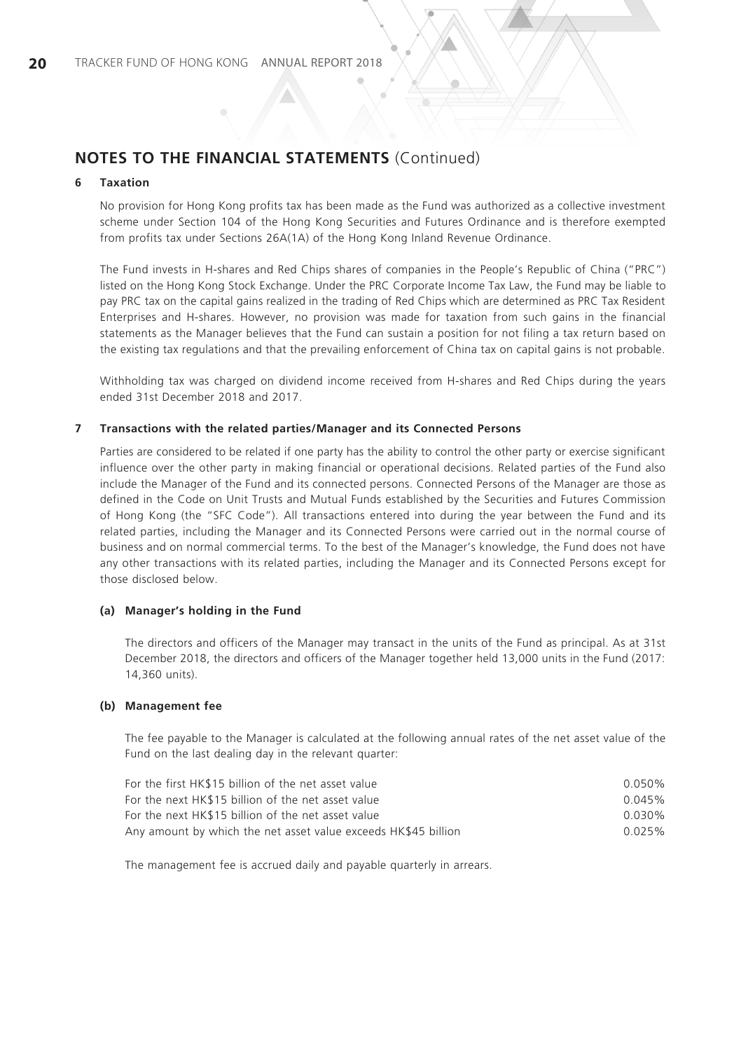## NOTES TO THE FINANCIAL STATEMENTS (Continued)

### 6 Taxation

No provision for Hong Kong profits tax has been made as the Fund was authorized as a collective investment scheme under Section 104 of the Hong Kong Securities and Futures Ordinance and is therefore exempted from profits tax under Sections 26A(1A) of the Hong Kong Inland Revenue Ordinance.

The Fund invests in H-shares and Red Chips shares of companies in the People's Republic of China ("PRC") listed on the Hong Kong Stock Exchange. Under the PRC Corporate Income Tax Law, the Fund may be liable to pay PRC tax on the capital gains realized in the trading of Red Chips which are determined as PRC Tax Resident Enterprises and H-shares. However, no provision was made for taxation from such gains in the financial statements as the Manager believes that the Fund can sustain a position for not filing a tax return based on the existing tax regulations and that the prevailing enforcement of China tax on capital gains is not probable.

Withholding tax was charged on dividend income received from H-shares and Red Chips during the years ended 31st December 2018 and 2017.

### 7 Transactions with the related parties/Manager and its Connected Persons

Parties are considered to be related if one party has the ability to control the other party or exercise significant influence over the other party in making financial or operational decisions. Related parties of the Fund also include the Manager of the Fund and its connected persons. Connected Persons of the Manager are those as defined in the Code on Unit Trusts and Mutual Funds established by the Securities and Futures Commission of Hong Kong (the "SFC Code"). All transactions entered into during the year between the Fund and its related parties, including the Manager and its Connected Persons were carried out in the normal course of business and on normal commercial terms. To the best of the Manager's knowledge, the Fund does not have any other transactions with its related parties, including the Manager and its Connected Persons except for those disclosed below.

#### (a) Manager's holding in the Fund

The directors and officers of the Manager may transact in the units of the Fund as principal. As at 31st December 2018, the directors and officers of the Manager together held 13,000 units in the Fund (2017: 14,360 units).

#### (b) Management fee

The fee payable to the Manager is calculated at the following annual rates of the net asset value of the Fund on the last dealing day in the relevant quarter:

| | |
|---|---|
| For the first HK$15 billion of the net asset value | 0.050% |
| For the next HK$15 billion of the net asset value | 0.045% |
| For the next HK$15 billion of the net asset value | 0.030% |
| Any amount by which the net asset value exceeds HK$45 billion | 0.025% |

The management fee is accrued daily and payable quarterly in arrears.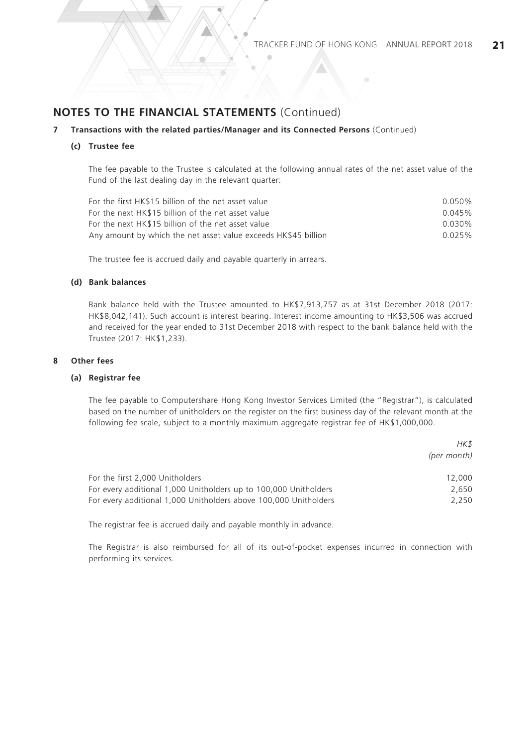## NOTES TO THE FINANCIAL STATEMENTS (Continued)

**7 Transactions with the related parties/Manager and its Connected Persons** (Continued)

**(c) Trustee fee**

The fee payable to the Trustee is calculated at the following annual rates of the net asset value of the Fund of the last dealing day in the relevant quarter:

| | |
|---|---|
| For the first HK$15 billion of the net asset value | 0.050% |
| For the next HK$15 billion of the net asset value | 0.045% |
| For the next HK$15 billion of the net asset value | 0.030% |
| Any amount by which the net asset value exceeds HK$45 billion | 0.025% |

The trustee fee is accrued daily and payable quarterly in arrears.

**(d) Bank balances**

Bank balance held with the Trustee amounted to HK$7,913,757 as at 31st December 2018 (2017: HK$8,042,141). Such account is interest bearing. Interest income amounting to HK$3,506 was accrued and received for the year ended to 31st December 2018 with respect to the bank balance held with the Trustee (2017: HK$1,233).

**8 Other fees**

**(a) Registrar fee**

The fee payable to Computershare Hong Kong Investor Services Limited (the "Registrar"), is calculated based on the number of unitholders on the register on the first business day of the relevant month at the following fee scale, subject to a monthly maximum aggregate registrar fee of HK$1,000,000.

| | *HK$* *(per month)* |
|---|---|
| For the first 2,000 Unitholders | 12,000 |
| For every additional 1,000 Unitholders up to 100,000 Unitholders | 2,650 |
| For every additional 1,000 Unitholders above 100,000 Unitholders | 2,250 |

The registrar fee is accrued daily and payable monthly in advance.

The Registrar is also reimbursed for all of its out-of-pocket expenses incurred in connection with performing its services.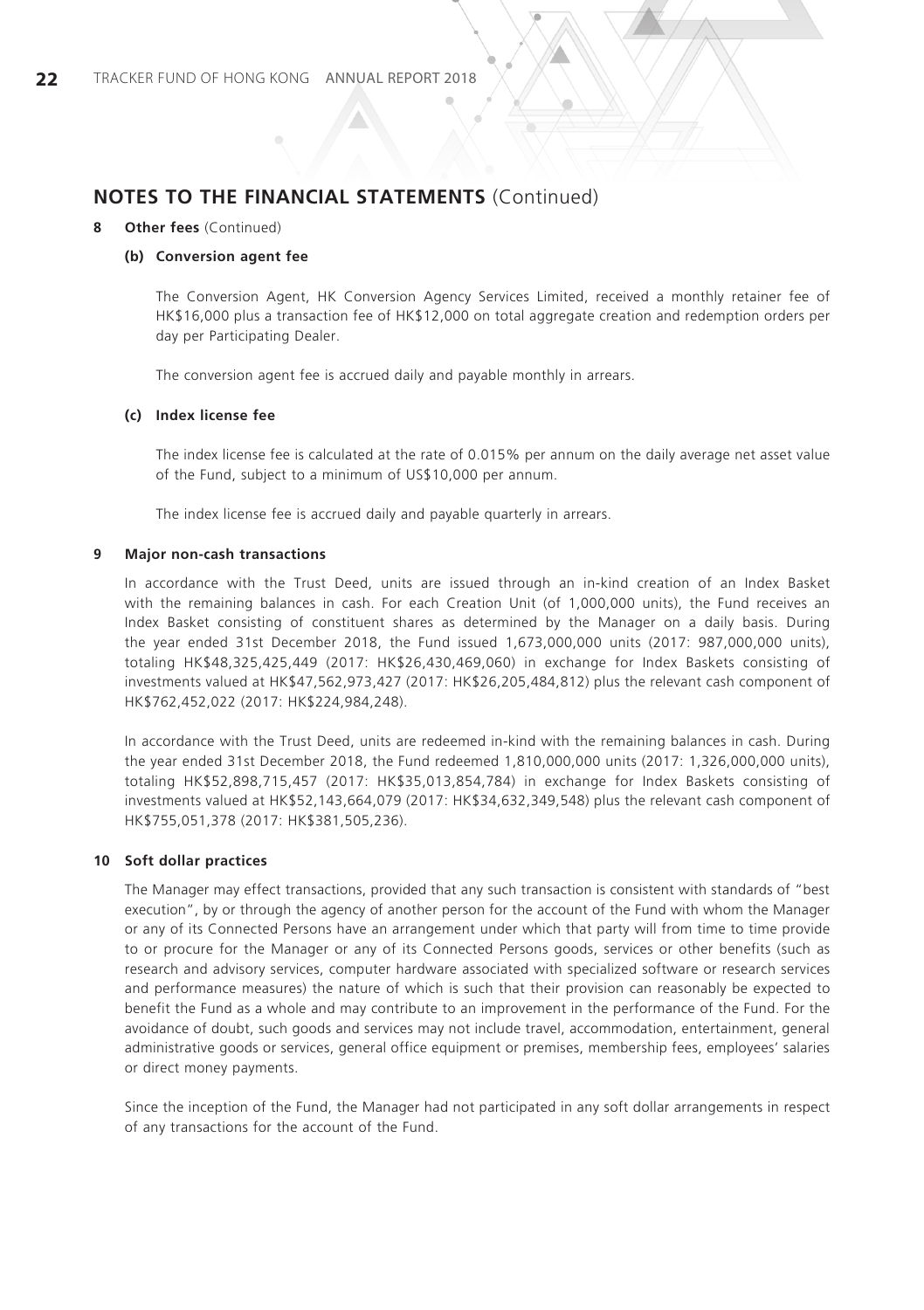## NOTES TO THE FINANCIAL STATEMENTS (Continued)

**8 Other fees** (Continued)

**(b) Conversion agent fee**

The Conversion Agent, HK Conversion Agency Services Limited, received a monthly retainer fee of HK$16,000 plus a transaction fee of HK$12,000 on total aggregate creation and redemption orders per day per Participating Dealer.

The conversion agent fee is accrued daily and payable monthly in arrears.

**(c) Index license fee**

The index license fee is calculated at the rate of 0.015% per annum on the daily average net asset value of the Fund, subject to a minimum of US$10,000 per annum.

The index license fee is accrued daily and payable quarterly in arrears.

**9 Major non-cash transactions**

In accordance with the Trust Deed, units are issued through an in-kind creation of an Index Basket with the remaining balances in cash. For each Creation Unit (of 1,000,000 units), the Fund receives an Index Basket consisting of constituent shares as determined by the Manager on a daily basis. During the year ended 31st December 2018, the Fund issued 1,673,000,000 units (2017: 987,000,000 units), totaling HK$48,325,425,449 (2017: HK$26,430,469,060) in exchange for Index Baskets consisting of investments valued at HK$47,562,973,427 (2017: HK$26,205,484,812) plus the relevant cash component of HK$762,452,022 (2017: HK$224,984,248).

In accordance with the Trust Deed, units are redeemed in-kind with the remaining balances in cash. During the year ended 31st December 2018, the Fund redeemed 1,810,000,000 units (2017: 1,326,000,000 units), totaling HK$52,898,715,457 (2017: HK$35,013,854,784) in exchange for Index Baskets consisting of investments valued at HK$52,143,664,079 (2017: HK$34,632,349,548) plus the relevant cash component of HK$755,051,378 (2017: HK$381,505,236).

**10 Soft dollar practices**

The Manager may effect transactions, provided that any such transaction is consistent with standards of "best execution", by or through the agency of another person for the account of the Fund with whom the Manager or any of its Connected Persons have an arrangement under which that party will from time to time provide to or procure for the Manager or any of its Connected Persons goods, services or other benefits (such as research and advisory services, computer hardware associated with specialized software or research services and performance measures) the nature of which is such that their provision can reasonably be expected to benefit the Fund as a whole and may contribute to an improvement in the performance of the Fund. For the avoidance of doubt, such goods and services may not include travel, accommodation, entertainment, general administrative goods or services, general office equipment or premises, membership fees, employees' salaries or direct money payments.

Since the inception of the Fund, the Manager had not participated in any soft dollar arrangements in respect of any transactions for the account of the Fund.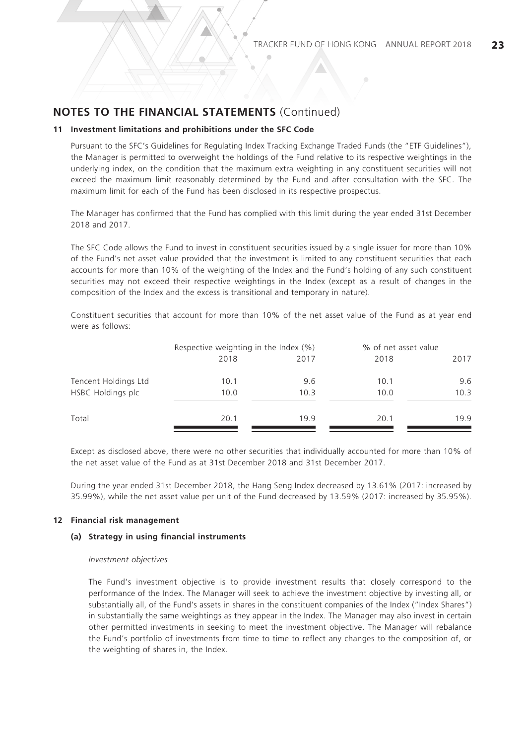## NOTES TO THE FINANCIAL STATEMENTS (Continued)

### 11 Investment limitations and prohibitions under the SFC Code

Pursuant to the SFC's Guidelines for Regulating Index Tracking Exchange Traded Funds (the "ETF Guidelines"), the Manager is permitted to overweight the holdings of the Fund relative to its respective weightings in the underlying index, on the condition that the maximum extra weighting in any constituent securities will not exceed the maximum limit reasonably determined by the Fund and after consultation with the SFC. The maximum limit for each of the Fund has been disclosed in its respective prospectus.

The Manager has confirmed that the Fund has complied with this limit during the year ended 31st December 2018 and 2017.

The SFC Code allows the Fund to invest in constituent securities issued by a single issuer for more than 10% of the Fund's net asset value provided that the investment is limited to any constituent securities that each accounts for more than 10% of the weighting of the Index and the Fund's holding of any such constituent securities may not exceed their respective weightings in the Index (except as a result of changes in the composition of the Index and the excess is transitional and temporary in nature).

Constituent securities that account for more than 10% of the net asset value of the Fund as at year end were as follows:

| | Respective weighting in the Index (%) | | % of net asset value | |
|---|---|---|---|---|
| | 2018 | 2017 | 2018 | 2017 |
| Tencent Holdings Ltd | 10.1 | 9.6 | 10.1 | 9.6 |
| HSBC Holdings plc | 10.0 | 10.3 | 10.0 | 10.3 |
| Total | 20.1 | 19.9 | 20.1 | 19.9 |

Except as disclosed above, there were no other securities that individually accounted for more than 10% of the net asset value of the Fund as at 31st December 2018 and 31st December 2017.

During the year ended 31st December 2018, the Hang Seng Index decreased by 13.61% (2017: increased by 35.99%), while the net asset value per unit of the Fund decreased by 13.59% (2017: increased by 35.95%).

### 12 Financial risk management

#### (a) Strategy in using financial instruments

*Investment objectives*

The Fund's investment objective is to provide investment results that closely correspond to the performance of the Index. The Manager will seek to achieve the investment objective by investing all, or substantially all, of the Fund's assets in shares in the constituent companies of the Index ("Index Shares") in substantially the same weightings as they appear in the Index. The Manager may also invest in certain other permitted investments in seeking to meet the investment objective. The Manager will rebalance the Fund's portfolio of investments from time to time to reflect any changes to the composition of, or the weighting of shares in, the Index.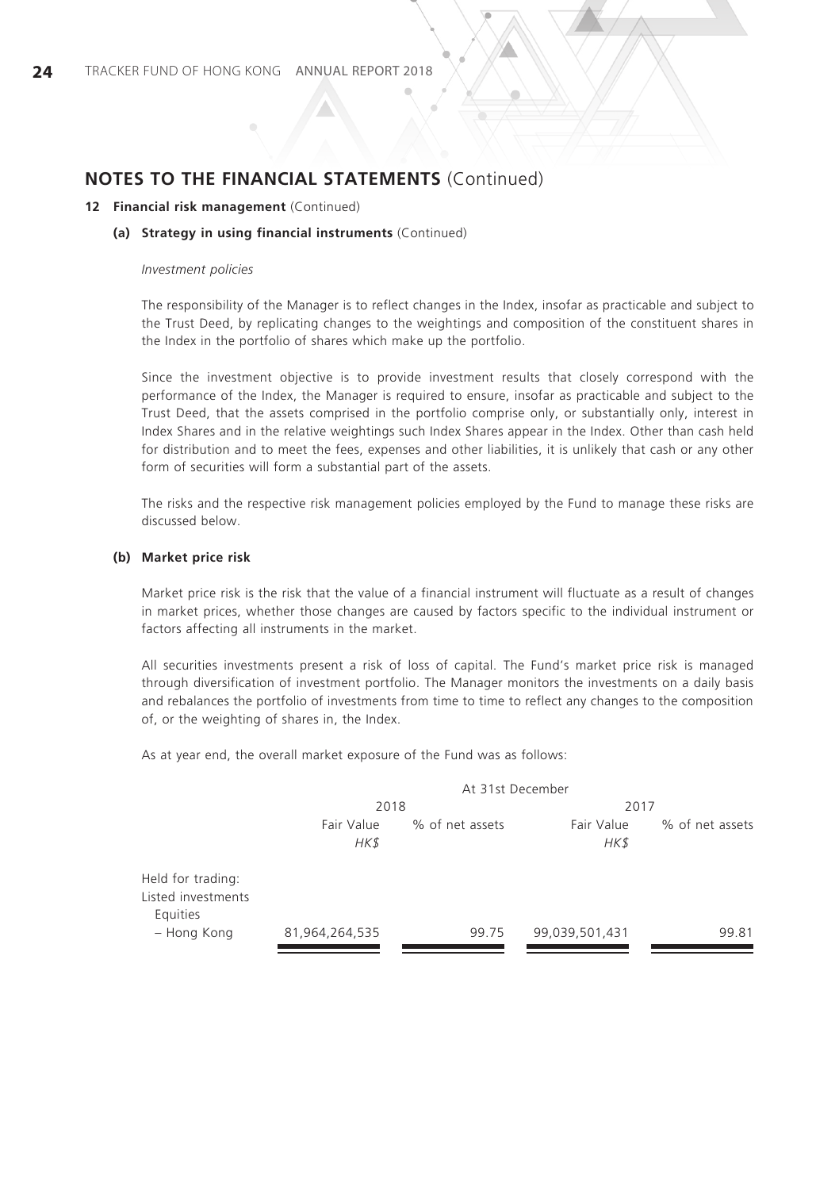## NOTES TO THE FINANCIAL STATEMENTS (Continued)

### 12 Financial risk management (Continued)

#### (a) Strategy in using financial instruments (Continued)

*Investment policies*

The responsibility of the Manager is to reflect changes in the Index, insofar as practicable and subject to the Trust Deed, by replicating changes to the weightings and composition of the constituent shares in the Index in the portfolio of shares which make up the portfolio.

Since the investment objective is to provide investment results that closely correspond with the performance of the Index, the Manager is required to ensure, insofar as practicable and subject to the Trust Deed, that the assets comprised in the portfolio comprise only, or substantially only, interest in Index Shares and in the relative weightings such Index Shares appear in the Index. Other than cash held for distribution and to meet the fees, expenses and other liabilities, it is unlikely that cash or any other form of securities will form a substantial part of the assets.

The risks and the respective risk management policies employed by the Fund to manage these risks are discussed below.

#### (b) Market price risk

Market price risk is the risk that the value of a financial instrument will fluctuate as a result of changes in market prices, whether those changes are caused by factors specific to the individual instrument or factors affecting all instruments in the market.

All securities investments present a risk of loss of capital. The Fund's market price risk is managed through diversification of investment portfolio. The Manager monitors the investments on a daily basis and rebalances the portfolio of investments from time to time to reflect any changes to the composition of, or the weighting of shares in, the Index.

As at year end, the overall market exposure of the Fund was as follows:

| | At 31st December | | | |
|---|---|---|---|---|
| | 2018 | | 2017 | |
| | Fair Value *HK$* | % of net assets | Fair Value *HK$* | % of net assets |
| Held for trading: | | | | |
| Listed investments | | | | |
| Equities | | | | |
| – Hong Kong | 81,964,264,535 | 99.75 | 99,039,501,431 | 99.81 |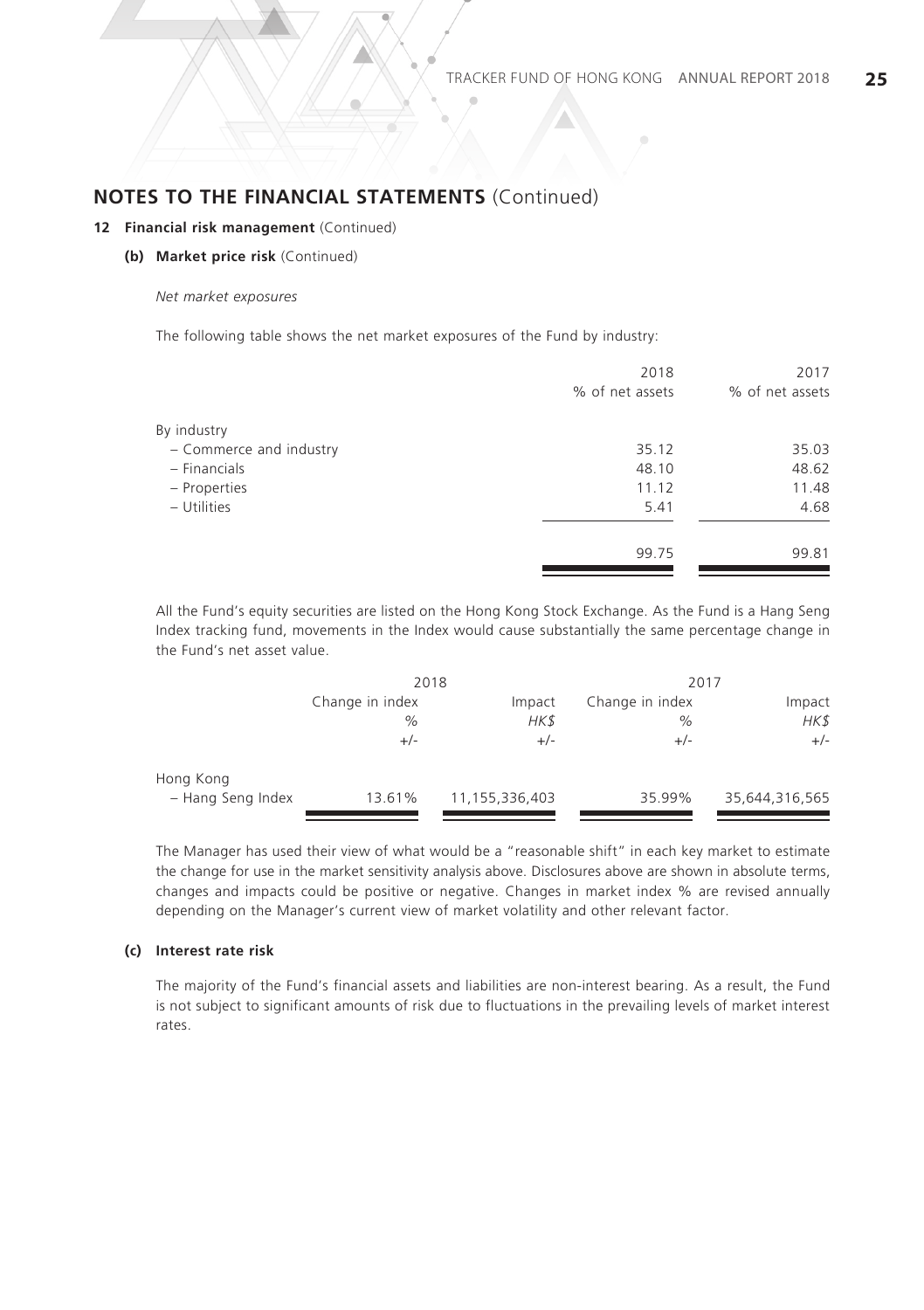## NOTES TO THE FINANCIAL STATEMENTS (Continued)

### 12 Financial risk management (Continued)

#### (b) Market price risk (Continued)

*Net market exposures*

The following table shows the net market exposures of the Fund by industry:

| | 2018<br>% of net assets | 2017<br>% of net assets |
|---|---|---|
| By industry | | |
| – Commerce and industry | 35.12 | 35.03 |
| – Financials | 48.10 | 48.62 |
| – Properties | 11.12 | 11.48 |
| – Utilities | 5.41 | 4.68 |
| | 99.75 | 99.81 |

All the Fund's equity securities are listed on the Hong Kong Stock Exchange. As the Fund is a Hang Seng Index tracking fund, movements in the Index would cause substantially the same percentage change in the Fund's net asset value.

| | 2018 | | 2017 | |
|---|---|---|---|---|
| | Change in index<br>%<br>+/- | Impact<br>*HK$*<br>+/- | Change in index<br>%<br>+/- | Impact<br>*HK$*<br>+/- |
| Hong Kong<br>– Hang Seng Index | 13.61% | 11,155,336,403 | 35.99% | 35,644,316,565 |

The Manager has used their view of what would be a "reasonable shift" in each key market to estimate the change for use in the market sensitivity analysis above. Disclosures above are shown in absolute terms, changes and impacts could be positive or negative. Changes in market index % are revised annually depending on the Manager's current view of market volatility and other relevant factor.

#### (c) Interest rate risk

The majority of the Fund's financial assets and liabilities are non-interest bearing. As a result, the Fund is not subject to significant amounts of risk due to fluctuations in the prevailing levels of market interest rates.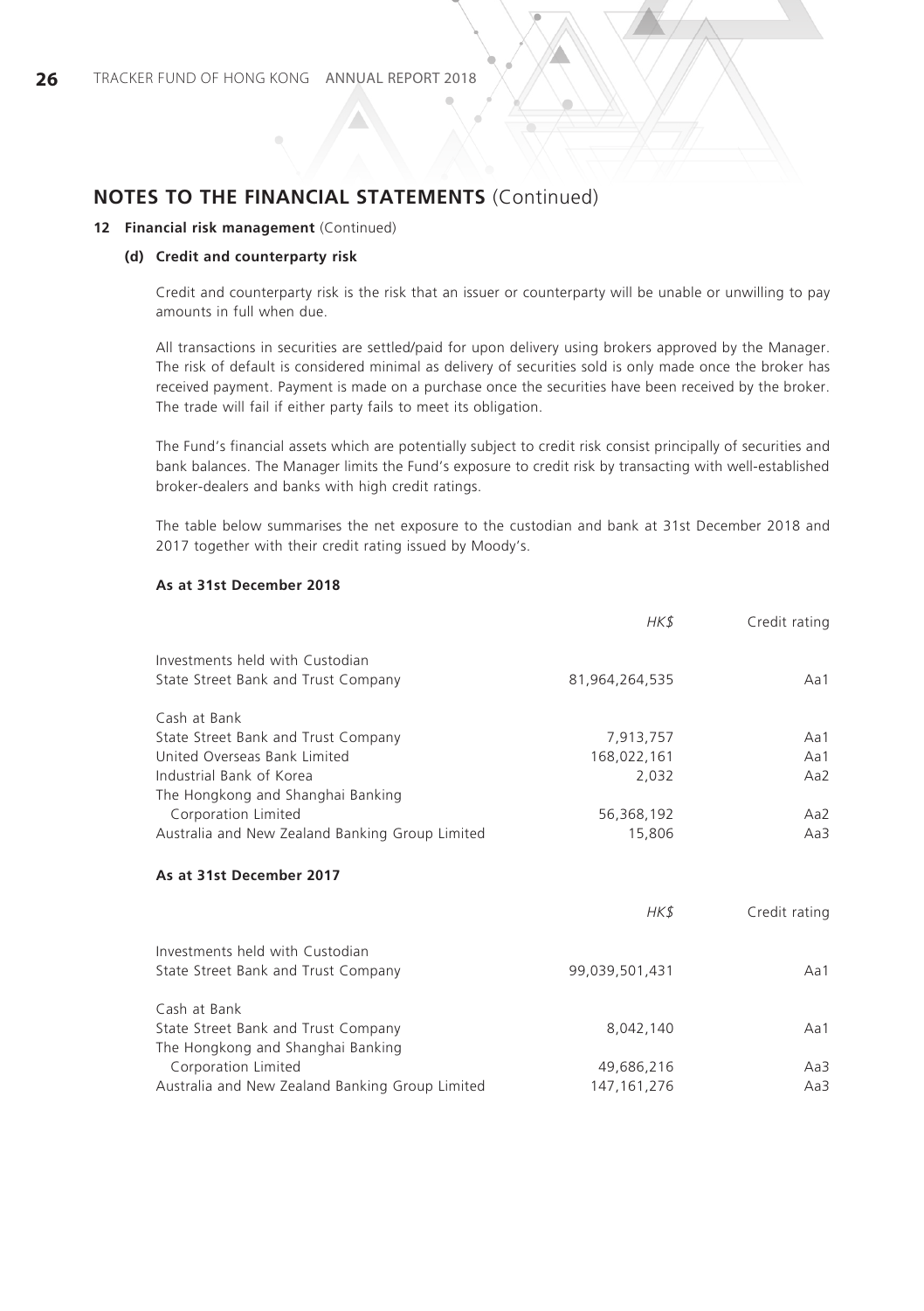## NOTES TO THE FINANCIAL STATEMENTS (Continued)

### 12 Financial risk management (Continued)

#### (d) Credit and counterparty risk

Credit and counterparty risk is the risk that an issuer or counterparty will be unable or unwilling to pay amounts in full when due.

All transactions in securities are settled/paid for upon delivery using brokers approved by the Manager. The risk of default is considered minimal as delivery of securities sold is only made once the broker has received payment. Payment is made on a purchase once the securities have been received by the broker. The trade will fail if either party fails to meet its obligation.

The Fund's financial assets which are potentially subject to credit risk consist principally of securities and bank balances. The Manager limits the Fund's exposure to credit risk by transacting with well-established broker-dealers and banks with high credit ratings.

The table below summarises the net exposure to the custodian and bank at 31st December 2018 and 2017 together with their credit rating issued by Moody's.

**As at 31st December 2018**

| | *HK$* | Credit rating |
|---|---|---|
| Investments held with Custodian | | |
| State Street Bank and Trust Company | 81,964,264,535 | Aa1 |
| Cash at Bank | | |
| State Street Bank and Trust Company | 7,913,757 | Aa1 |
| United Overseas Bank Limited | 168,022,161 | Aa1 |
| Industrial Bank of Korea | 2,032 | Aa2 |
| The Hongkong and Shanghai Banking Corporation Limited | 56,368,192 | Aa2 |
| Australia and New Zealand Banking Group Limited | 15,806 | Aa3 |

**As at 31st December 2017**

| | *HK$* | Credit rating |
|---|---|---|
| Investments held with Custodian | | |
| State Street Bank and Trust Company | 99,039,501,431 | Aa1 |
| Cash at Bank | | |
| State Street Bank and Trust Company | 8,042,140 | Aa1 |
| The Hongkong and Shanghai Banking Corporation Limited | 49,686,216 | Aa3 |
| Australia and New Zealand Banking Group Limited | 147,161,276 | Aa3 |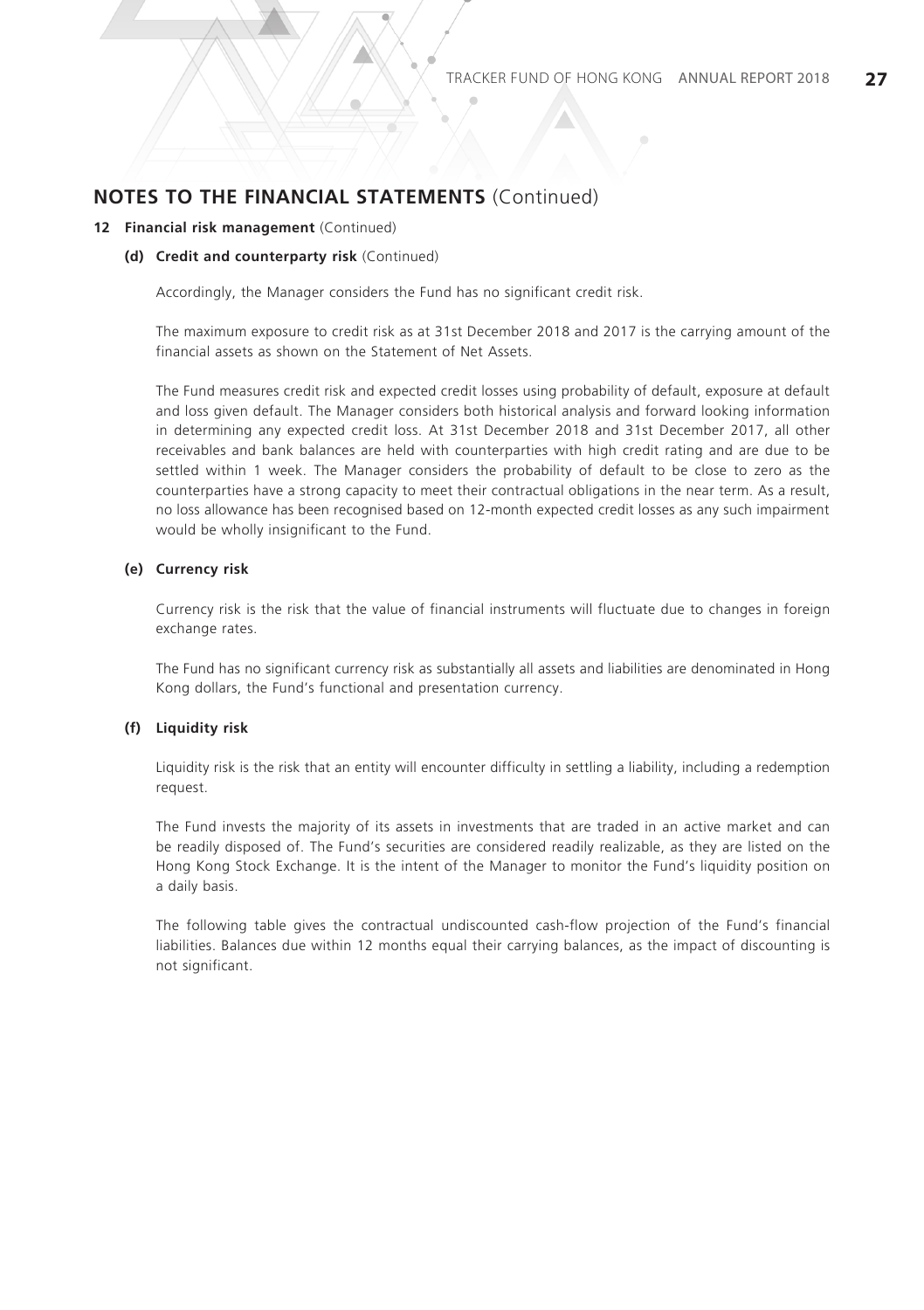## NOTES TO THE FINANCIAL STATEMENTS (Continued)

**12 Financial risk management** (Continued)

**(d) Credit and counterparty risk** (Continued)

Accordingly, the Manager considers the Fund has no significant credit risk.

The maximum exposure to credit risk as at 31st December 2018 and 2017 is the carrying amount of the financial assets as shown on the Statement of Net Assets.

The Fund measures credit risk and expected credit losses using probability of default, exposure at default and loss given default. The Manager considers both historical analysis and forward looking information in determining any expected credit loss. At 31st December 2018 and 31st December 2017, all other receivables and bank balances are held with counterparties with high credit rating and are due to be settled within 1 week. The Manager considers the probability of default to be close to zero as the counterparties have a strong capacity to meet their contractual obligations in the near term. As a result, no loss allowance has been recognised based on 12-month expected credit losses as any such impairment would be wholly insignificant to the Fund.

**(e) Currency risk**

Currency risk is the risk that the value of financial instruments will fluctuate due to changes in foreign exchange rates.

The Fund has no significant currency risk as substantially all assets and liabilities are denominated in Hong Kong dollars, the Fund's functional and presentation currency.

**(f) Liquidity risk**

Liquidity risk is the risk that an entity will encounter difficulty in settling a liability, including a redemption request.

The Fund invests the majority of its assets in investments that are traded in an active market and can be readily disposed of. The Fund's securities are considered readily realizable, as they are listed on the Hong Kong Stock Exchange. It is the intent of the Manager to monitor the Fund's liquidity position on a daily basis.

The following table gives the contractual undiscounted cash-flow projection of the Fund's financial liabilities. Balances due within 12 months equal their carrying balances, as the impact of discounting is not significant.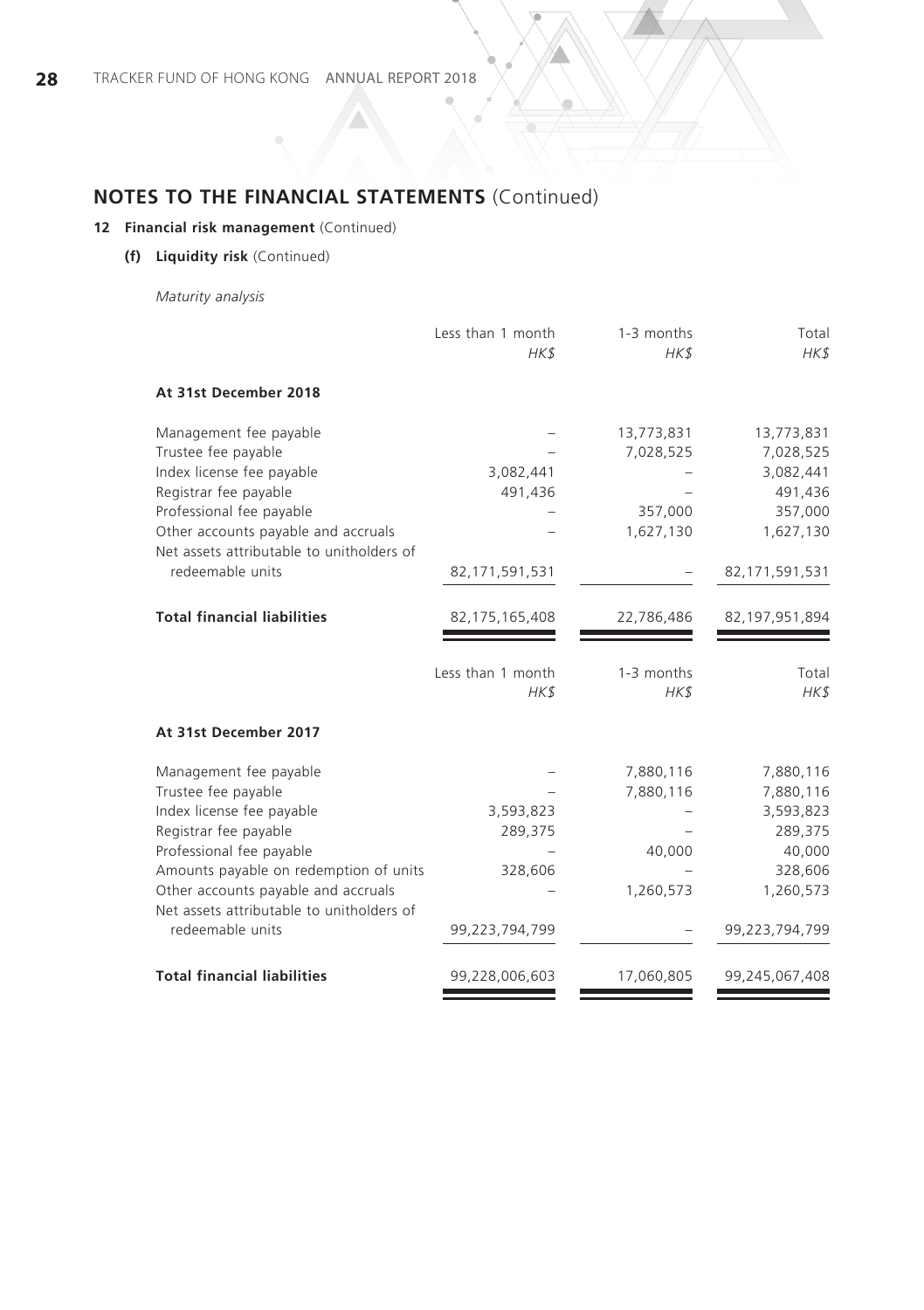## NOTES TO THE FINANCIAL STATEMENTS (Continued)

### 12 Financial risk management (Continued)

#### (f) Liquidity risk (Continued)

*Maturity analysis*

| | Less than 1 month *HK$* | 1-3 months *HK$* | Total *HK$* |
|---|---|---|---|
| **At 31st December 2018** | | | |
| Management fee payable | – | 13,773,831 | 13,773,831 |
| Trustee fee payable | – | 7,028,525 | 7,028,525 |
| Index license fee payable | 3,082,441 | – | 3,082,441 |
| Registrar fee payable | 491,436 | – | 491,436 |
| Professional fee payable | – | 357,000 | 357,000 |
| Other accounts payable and accruals | – | 1,627,130 | 1,627,130 |
| Net assets attributable to unitholders of redeemable units | 82,171,591,531 | – | 82,171,591,531 |
| **Total financial liabilities** | 82,175,165,408 | 22,786,486 | 82,197,951,894 |

| | Less than 1 month *HK$* | 1-3 months *HK$* | Total *HK$* |
|---|---|---|---|
| **At 31st December 2017** | | | |
| Management fee payable | – | 7,880,116 | 7,880,116 |
| Trustee fee payable | – | 7,880,116 | 7,880,116 |
| Index license fee payable | 3,593,823 | – | 3,593,823 |
| Registrar fee payable | 289,375 | – | 289,375 |
| Professional fee payable | – | 40,000 | 40,000 |
| Amounts payable on redemption of units | 328,606 | – | 328,606 |
| Other accounts payable and accruals | – | 1,260,573 | 1,260,573 |
| Net assets attributable to unitholders of redeemable units | 99,223,794,799 | – | 99,223,794,799 |
| **Total financial liabilities** | 99,228,006,603 | 17,060,805 | 99,245,067,408 |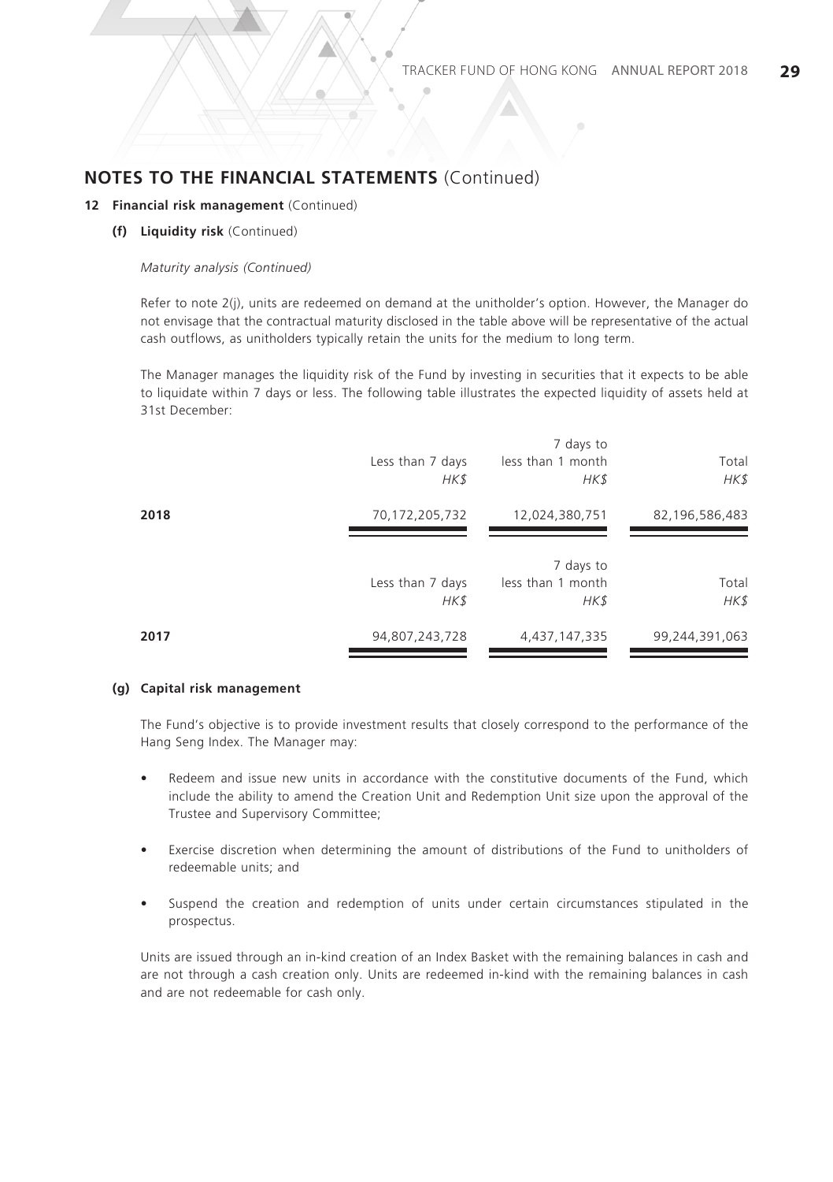## NOTES TO THE FINANCIAL STATEMENTS (Continued)

### 12 Financial risk management (Continued)

#### (f) Liquidity risk (Continued)

*Maturity analysis (Continued)*

Refer to note 2(j), units are redeemed on demand at the unitholder's option. However, the Manager do not envisage that the contractual maturity disclosed in the table above will be representative of the actual cash outflows, as unitholders typically retain the units for the medium to long term.

The Manager manages the liquidity risk of the Fund by investing in securities that it expects to be able to liquidate within 7 days or less. The following table illustrates the expected liquidity of assets held at 31st December:

| | Less than 7 days *HK$* | 7 days to less than 1 month *HK$* | Total *HK$* |
|---|---|---|---|
| **2018** | 70,172,205,732 | 12,024,380,751 | 82,196,586,483 |

| | Less than 7 days *HK$* | 7 days to less than 1 month *HK$* | Total *HK$* |
|---|---|---|---|
| **2017** | 94,807,243,728 | 4,437,147,335 | 99,244,391,063 |

#### (g) Capital risk management

The Fund's objective is to provide investment results that closely correspond to the performance of the Hang Seng Index. The Manager may:

- Redeem and issue new units in accordance with the constitutive documents of the Fund, which include the ability to amend the Creation Unit and Redemption Unit size upon the approval of the Trustee and Supervisory Committee;
- Exercise discretion when determining the amount of distributions of the Fund to unitholders of redeemable units; and
- Suspend the creation and redemption of units under certain circumstances stipulated in the prospectus.

Units are issued through an in-kind creation of an Index Basket with the remaining balances in cash and are not through a cash creation only. Units are redeemed in-kind with the remaining balances in cash and are not redeemable for cash only.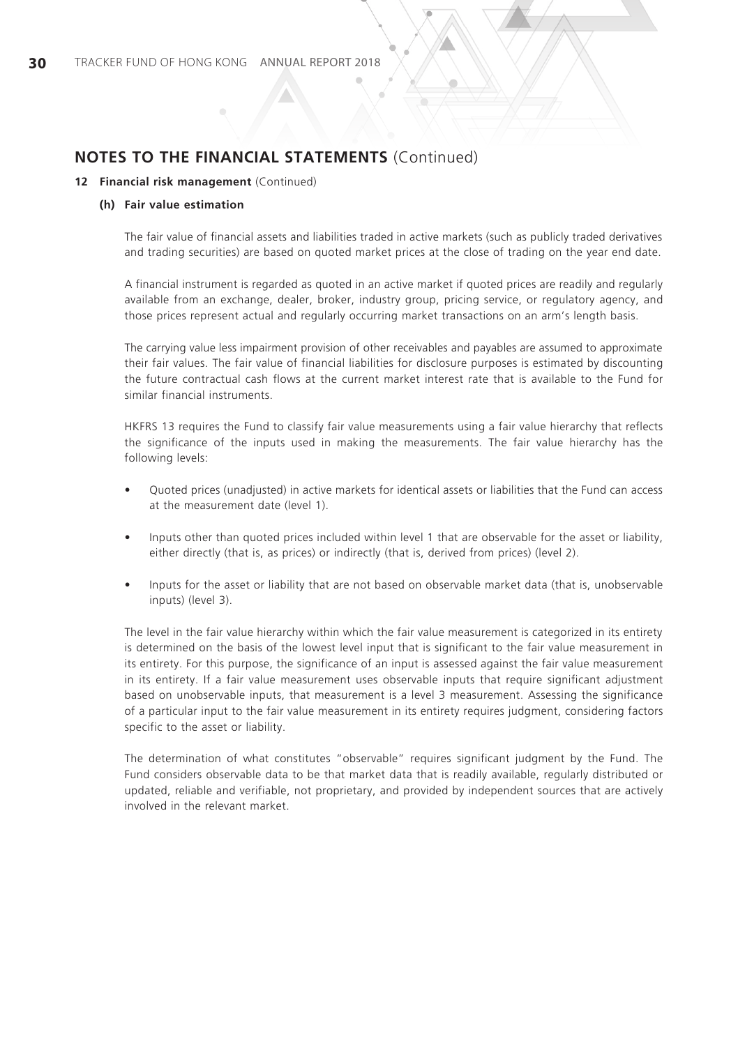## NOTES TO THE FINANCIAL STATEMENTS (Continued)

### 12 Financial risk management (Continued)

#### (h) Fair value estimation

The fair value of financial assets and liabilities traded in active markets (such as publicly traded derivatives and trading securities) are based on quoted market prices at the close of trading on the year end date.

A financial instrument is regarded as quoted in an active market if quoted prices are readily and regularly available from an exchange, dealer, broker, industry group, pricing service, or regulatory agency, and those prices represent actual and regularly occurring market transactions on an arm's length basis.

The carrying value less impairment provision of other receivables and payables are assumed to approximate their fair values. The fair value of financial liabilities for disclosure purposes is estimated by discounting the future contractual cash flows at the current market interest rate that is available to the Fund for similar financial instruments.

HKFRS 13 requires the Fund to classify fair value measurements using a fair value hierarchy that reflects the significance of the inputs used in making the measurements. The fair value hierarchy has the following levels:

- Quoted prices (unadjusted) in active markets for identical assets or liabilities that the Fund can access at the measurement date (level 1).
- Inputs other than quoted prices included within level 1 that are observable for the asset or liability, either directly (that is, as prices) or indirectly (that is, derived from prices) (level 2).
- Inputs for the asset or liability that are not based on observable market data (that is, unobservable inputs) (level 3).

The level in the fair value hierarchy within which the fair value measurement is categorized in its entirety is determined on the basis of the lowest level input that is significant to the fair value measurement in its entirety. For this purpose, the significance of an input is assessed against the fair value measurement in its entirety. If a fair value measurement uses observable inputs that require significant adjustment based on unobservable inputs, that measurement is a level 3 measurement. Assessing the significance of a particular input to the fair value measurement in its entirety requires judgment, considering factors specific to the asset or liability.

The determination of what constitutes "observable" requires significant judgment by the Fund. The Fund considers observable data to be that market data that is readily available, regularly distributed or updated, reliable and verifiable, not proprietary, and provided by independent sources that are actively involved in the relevant market.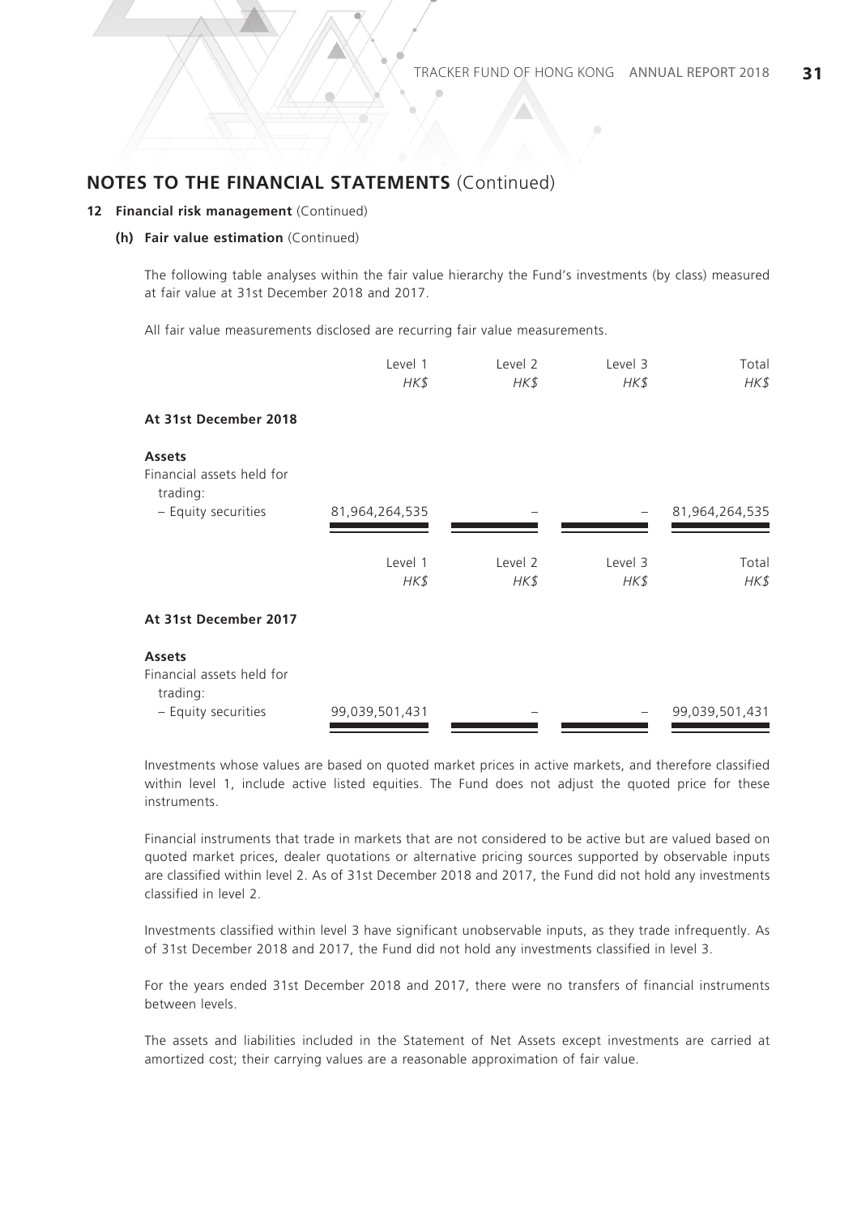## NOTES TO THE FINANCIAL STATEMENTS (Continued)

**12 Financial risk management** (Continued)

**(h) Fair value estimation** (Continued)

The following table analyses within the fair value hierarchy the Fund's investments (by class) measured at fair value at 31st December 2018 and 2017.

All fair value measurements disclosed are recurring fair value measurements.

| | Level 1 | Level 2 | Level 3 | Total |
|---|---|---|---|---|
| | *HK$* | *HK$* | *HK$* | *HK$* |
| **At 31st December 2018** | | | | |
| **Assets** | | | | |
| Financial assets held for trading: | | | | |
| – Equity securities | 81,964,264,535 | – | – | 81,964,264,535 |

| | Level 1 | Level 2 | Level 3 | Total |
|---|---|---|---|---|
| | *HK$* | *HK$* | *HK$* | *HK$* |
| **At 31st December 2017** | | | | |
| **Assets** | | | | |
| Financial assets held for trading: | | | | |
| – Equity securities | 99,039,501,431 | – | – | 99,039,501,431 |

Investments whose values are based on quoted market prices in active markets, and therefore classified within level 1, include active listed equities. The Fund does not adjust the quoted price for these instruments.

Financial instruments that trade in markets that are not considered to be active but are valued based on quoted market prices, dealer quotations or alternative pricing sources supported by observable inputs are classified within level 2. As of 31st December 2018 and 2017, the Fund did not hold any investments classified in level 2.

Investments classified within level 3 have significant unobservable inputs, as they trade infrequently. As of 31st December 2018 and 2017, the Fund did not hold any investments classified in level 3.

For the years ended 31st December 2018 and 2017, there were no transfers of financial instruments between levels.

The assets and liabilities included in the Statement of Net Assets except investments are carried at amortized cost; their carrying values are a reasonable approximation of fair value.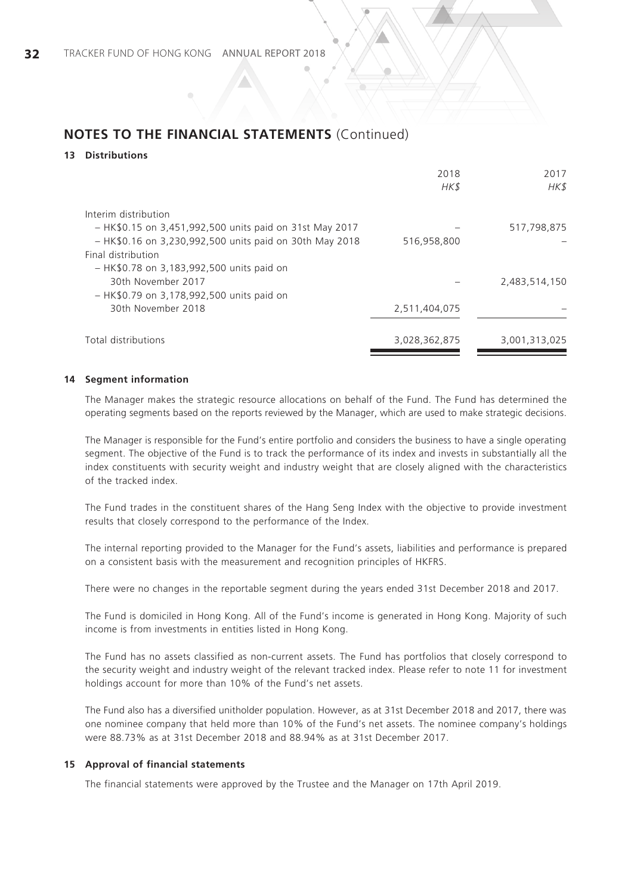## NOTES TO THE FINANCIAL STATEMENTS (Continued)

### 13 Distributions

| | 2018<br>*HK$* | 2017<br>*HK$* |
|---|---|---|
| Interim distribution | | |
| – HK$0.15 on 3,451,992,500 units paid on 31st May 2017 | – | 517,798,875 |
| – HK$0.16 on 3,230,992,500 units paid on 30th May 2018 | 516,958,800 | – |
| Final distribution | | |
| – HK$0.78 on 3,183,992,500 units paid on 30th November 2017 | – | 2,483,514,150 |
| – HK$0.79 on 3,178,992,500 units paid on 30th November 2018 | 2,511,404,075 | – |
| Total distributions | 3,028,362,875 | 3,001,313,025 |

### 14 Segment information

The Manager makes the strategic resource allocations on behalf of the Fund. The Fund has determined the operating segments based on the reports reviewed by the Manager, which are used to make strategic decisions.

The Manager is responsible for the Fund's entire portfolio and considers the business to have a single operating segment. The objective of the Fund is to track the performance of its index and invests in substantially all the index constituents with security weight and industry weight that are closely aligned with the characteristics of the tracked index.

The Fund trades in the constituent shares of the Hang Seng Index with the objective to provide investment results that closely correspond to the performance of the Index.

The internal reporting provided to the Manager for the Fund's assets, liabilities and performance is prepared on a consistent basis with the measurement and recognition principles of HKFRS.

There were no changes in the reportable segment during the years ended 31st December 2018 and 2017.

The Fund is domiciled in Hong Kong. All of the Fund's income is generated in Hong Kong. Majority of such income is from investments in entities listed in Hong Kong.

The Fund has no assets classified as non-current assets. The Fund has portfolios that closely correspond to the security weight and industry weight of the relevant tracked index. Please refer to note 11 for investment holdings account for more than 10% of the Fund's net assets.

The Fund also has a diversified unitholder population. However, as at 31st December 2018 and 2017, there was one nominee company that held more than 10% of the Fund's net assets. The nominee company's holdings were 88.73% as at 31st December 2018 and 88.94% as at 31st December 2017.

### 15 Approval of financial statements

The financial statements were approved by the Trustee and the Manager on 17th April 2019.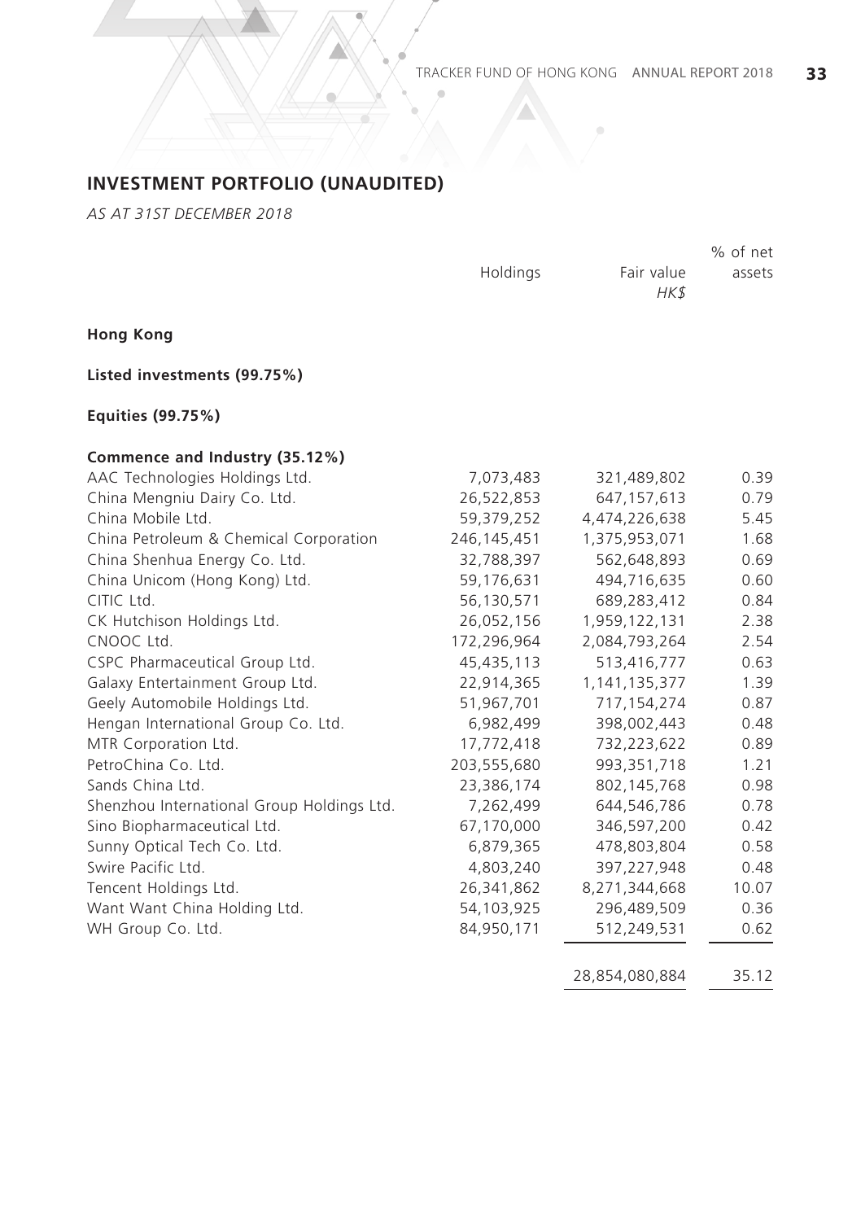## INVESTMENT PORTFOLIO (UNAUDITED)

*AS AT 31ST DECEMBER 2018*

| | Holdings | Fair value<br>*HK$* | % of net assets |
|---|---|---|---|
| **Hong Kong** | | | |
| **Listed investments (99.75%)** | | | |
| **Equities (99.75%)** | | | |
| **Commence and Industry (35.12%)** | | | |
| AAC Technologies Holdings Ltd. | 7,073,483 | 321,489,802 | 0.39 |
| China Mengniu Dairy Co. Ltd. | 26,522,853 | 647,157,613 | 0.79 |
| China Mobile Ltd. | 59,379,252 | 4,474,226,638 | 5.45 |
| China Petroleum & Chemical Corporation | 246,145,451 | 1,375,953,071 | 1.68 |
| China Shenhua Energy Co. Ltd. | 32,788,397 | 562,648,893 | 0.69 |
| China Unicom (Hong Kong) Ltd. | 59,176,631 | 494,716,635 | 0.60 |
| CITIC Ltd. | 56,130,571 | 689,283,412 | 0.84 |
| CK Hutchison Holdings Ltd. | 26,052,156 | 1,959,122,131 | 2.38 |
| CNOOC Ltd. | 172,296,964 | 2,084,793,264 | 2.54 |
| CSPC Pharmaceutical Group Ltd. | 45,435,113 | 513,416,777 | 0.63 |
| Galaxy Entertainment Group Ltd. | 22,914,365 | 1,141,135,377 | 1.39 |
| Geely Automobile Holdings Ltd. | 51,967,701 | 717,154,274 | 0.87 |
| Hengan International Group Co. Ltd. | 6,982,499 | 398,002,443 | 0.48 |
| MTR Corporation Ltd. | 17,772,418 | 732,223,622 | 0.89 |
| PetroChina Co. Ltd. | 203,555,680 | 993,351,718 | 1.21 |
| Sands China Ltd. | 23,386,174 | 802,145,768 | 0.98 |
| Shenzhou International Group Holdings Ltd. | 7,262,499 | 644,546,786 | 0.78 |
| Sino Biopharmaceutical Ltd. | 67,170,000 | 346,597,200 | 0.42 |
| Sunny Optical Tech Co. Ltd. | 6,879,365 | 478,803,804 | 0.58 |
| Swire Pacific Ltd. | 4,803,240 | 397,227,948 | 0.48 |
| Tencent Holdings Ltd. | 26,341,862 | 8,271,344,668 | 10.07 |
| Want Want China Holding Ltd. | 54,103,925 | 296,489,509 | 0.36 |
| WH Group Co. Ltd. | 84,950,171 | 512,249,531 | 0.62 |
| | | 28,854,080,884 | 35.12 |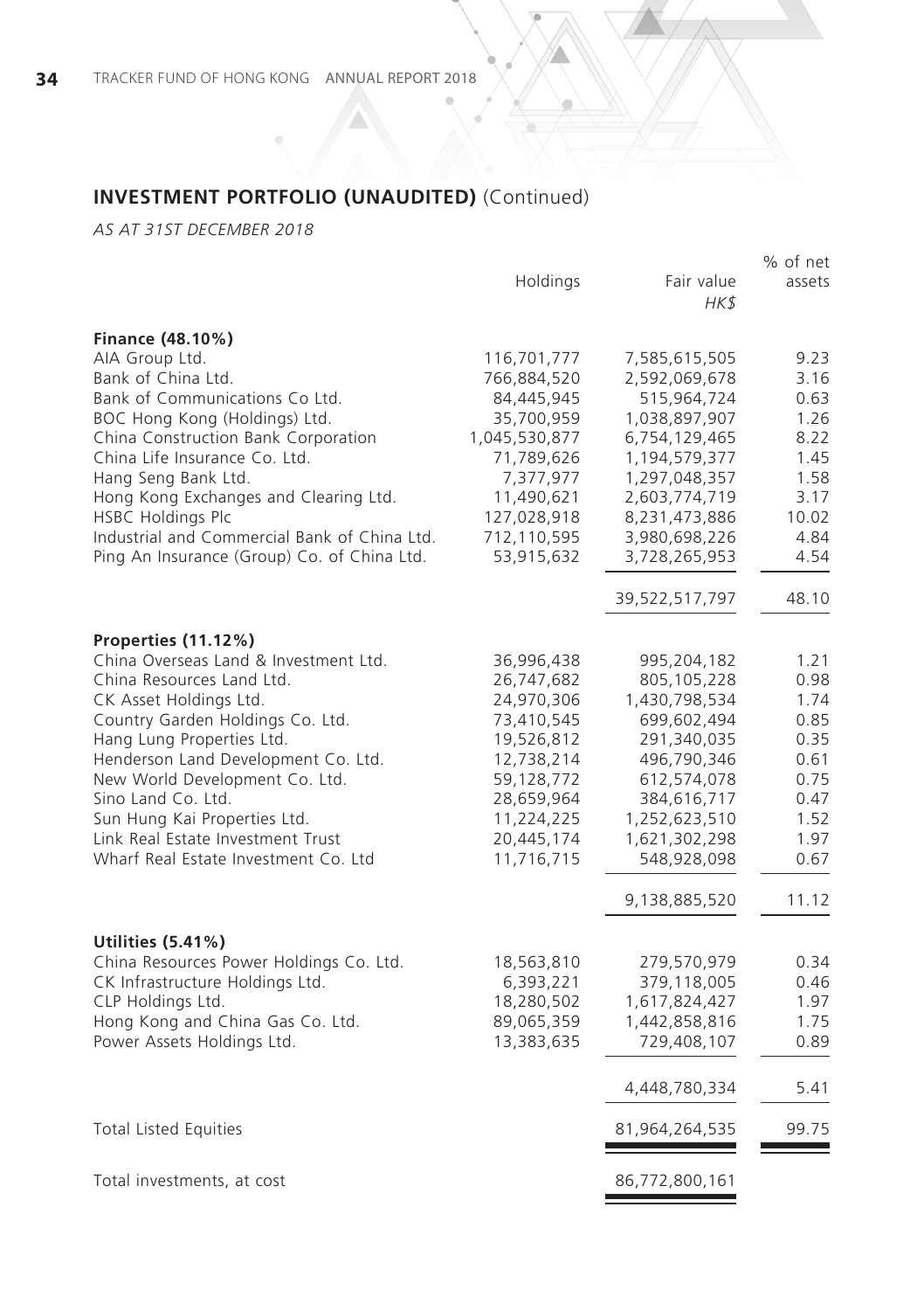## INVESTMENT PORTFOLIO (UNAUDITED) (Continued)

*AS AT 31ST DECEMBER 2018*

| | Holdings | Fair value<br>*HK$* | % of net assets |
|---|---|---|---|
| **Finance (48.10%)** | | | |
| AIA Group Ltd. | 116,701,777 | 7,585,615,505 | 9.23 |
| Bank of China Ltd. | 766,884,520 | 2,592,069,678 | 3.16 |
| Bank of Communications Co Ltd. | 84,445,945 | 515,964,724 | 0.63 |
| BOC Hong Kong (Holdings) Ltd. | 35,700,959 | 1,038,897,907 | 1.26 |
| China Construction Bank Corporation | 1,045,530,877 | 6,754,129,465 | 8.22 |
| China Life Insurance Co. Ltd. | 71,789,626 | 1,194,579,377 | 1.45 |
| Hang Seng Bank Ltd. | 7,377,977 | 1,297,048,357 | 1.58 |
| Hong Kong Exchanges and Clearing Ltd. | 11,490,621 | 2,603,774,719 | 3.17 |
| HSBC Holdings Plc | 127,028,918 | 8,231,473,886 | 10.02 |
| Industrial and Commercial Bank of China Ltd. | 712,110,595 | 3,980,698,226 | 4.84 |
| Ping An Insurance (Group) Co. of China Ltd. | 53,915,632 | 3,728,265,953 | 4.54 |
| | | 39,522,517,797 | 48.10 |
| **Properties (11.12%)** | | | |
| China Overseas Land & Investment Ltd. | 36,996,438 | 995,204,182 | 1.21 |
| China Resources Land Ltd. | 26,747,682 | 805,105,228 | 0.98 |
| CK Asset Holdings Ltd. | 24,970,306 | 1,430,798,534 | 1.74 |
| Country Garden Holdings Co. Ltd. | 73,410,545 | 699,602,494 | 0.85 |
| Hang Lung Properties Ltd. | 19,526,812 | 291,340,035 | 0.35 |
| Henderson Land Development Co. Ltd. | 12,738,214 | 496,790,346 | 0.61 |
| New World Development Co. Ltd. | 59,128,772 | 612,574,078 | 0.75 |
| Sino Land Co. Ltd. | 28,659,964 | 384,616,717 | 0.47 |
| Sun Hung Kai Properties Ltd. | 11,224,225 | 1,252,623,510 | 1.52 |
| Link Real Estate Investment Trust | 20,445,174 | 1,621,302,298 | 1.97 |
| Wharf Real Estate Investment Co. Ltd | 11,716,715 | 548,928,098 | 0.67 |
| | | 9,138,885,520 | 11.12 |
| **Utilities (5.41%)** | | | |
| China Resources Power Holdings Co. Ltd. | 18,563,810 | 279,570,979 | 0.34 |
| CK Infrastructure Holdings Ltd. | 6,393,221 | 379,118,005 | 0.46 |
| CLP Holdings Ltd. | 18,280,502 | 1,617,824,427 | 1.97 |
| Hong Kong and China Gas Co. Ltd. | 89,065,359 | 1,442,858,816 | 1.75 |
| Power Assets Holdings Ltd. | 13,383,635 | 729,408,107 | 0.89 |
| | | 4,448,780,334 | 5.41 |
| Total Listed Equities | | 81,964,264,535 | 99.75 |
| Total investments, at cost | | 86,772,800,161 | |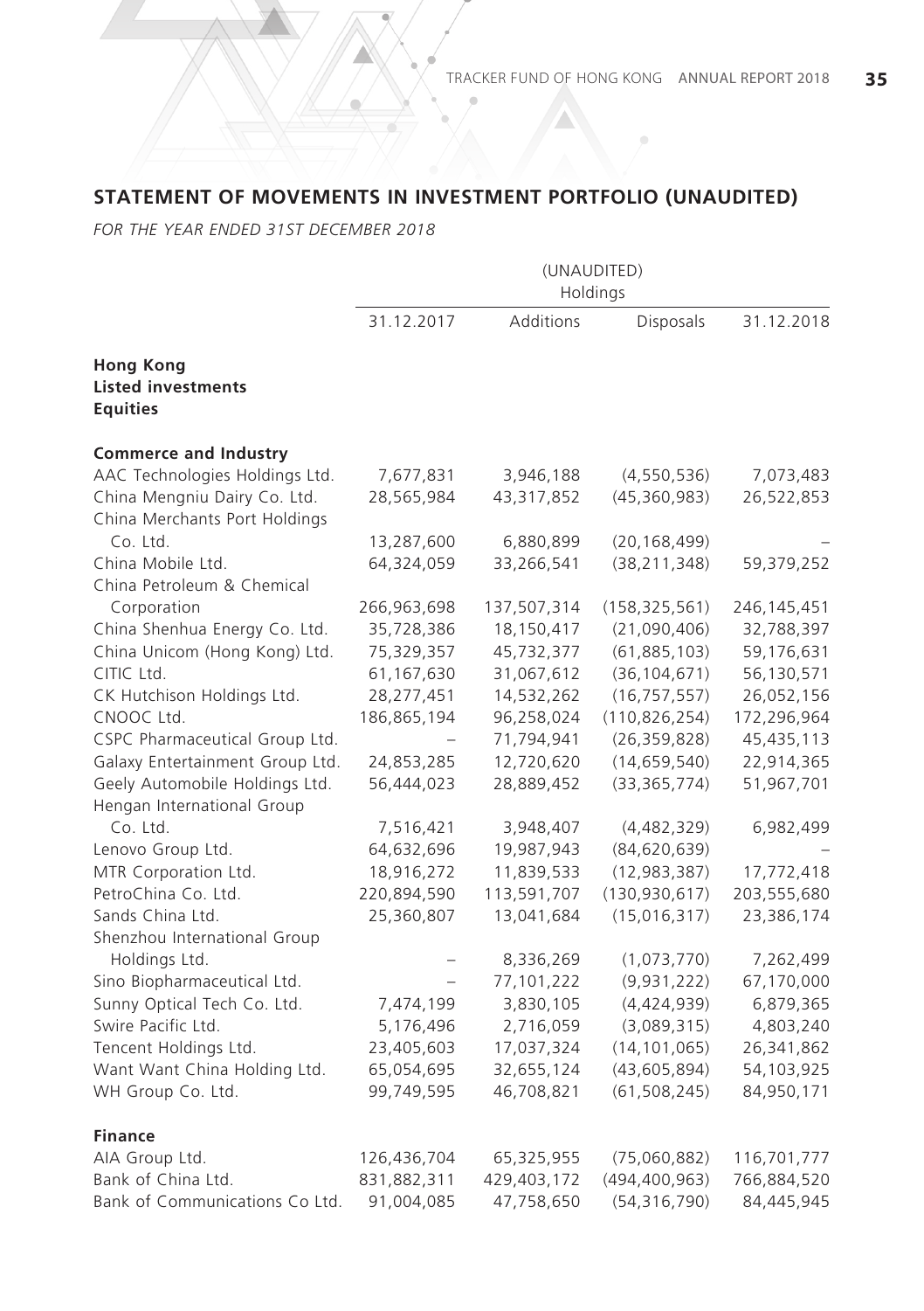## STATEMENT OF MOVEMENTS IN INVESTMENT PORTFOLIO (UNAUDITED)

*FOR THE YEAR ENDED 31ST DECEMBER 2018*

| | (UNAUDITED) Holdings | | | |
|---|---|---|---|---|
| | 31.12.2017 | Additions | Disposals | 31.12.2018 |
| **Hong Kong** | | | | |
| **Listed investments** | | | | |
| **Equities** | | | | |
| **Commerce and Industry** | | | | |
| AAC Technologies Holdings Ltd. | 7,677,831 | 3,946,188 | (4,550,536) | 7,073,483 |
| China Mengniu Dairy Co. Ltd. | 28,565,984 | 43,317,852 | (45,360,983) | 26,522,853 |
| China Merchants Port Holdings Co. Ltd. | 13,287,600 | 6,880,899 | (20,168,499) | – |
| China Mobile Ltd. | 64,324,059 | 33,266,541 | (38,211,348) | 59,379,252 |
| China Petroleum & Chemical Corporation | 266,963,698 | 137,507,314 | (158,325,561) | 246,145,451 |
| China Shenhua Energy Co. Ltd. | 35,728,386 | 18,150,417 | (21,090,406) | 32,788,397 |
| China Unicom (Hong Kong) Ltd. | 75,329,357 | 45,732,377 | (61,885,103) | 59,176,631 |
| CITIC Ltd. | 61,167,630 | 31,067,612 | (36,104,671) | 56,130,571 |
| CK Hutchison Holdings Ltd. | 28,277,451 | 14,532,262 | (16,757,557) | 26,052,156 |
| CNOOC Ltd. | 186,865,194 | 96,258,024 | (110,826,254) | 172,296,964 |
| CSPC Pharmaceutical Group Ltd. | – | 71,794,941 | (26,359,828) | 45,435,113 |
| Galaxy Entertainment Group Ltd. | 24,853,285 | 12,720,620 | (14,659,540) | 22,914,365 |
| Geely Automobile Holdings Ltd. | 56,444,023 | 28,889,452 | (33,365,774) | 51,967,701 |
| Hengan International Group Co. Ltd. | 7,516,421 | 3,948,407 | (4,482,329) | 6,982,499 |
| Lenovo Group Ltd. | 64,632,696 | 19,987,943 | (84,620,639) | – |
| MTR Corporation Ltd. | 18,916,272 | 11,839,533 | (12,983,387) | 17,772,418 |
| PetroChina Co. Ltd. | 220,894,590 | 113,591,707 | (130,930,617) | 203,555,680 |
| Sands China Ltd. | 25,360,807 | 13,041,684 | (15,016,317) | 23,386,174 |
| Shenzhou International Group Holdings Ltd. | – | 8,336,269 | (1,073,770) | 7,262,499 |
| Sino Biopharmaceutical Ltd. | – | 77,101,222 | (9,931,222) | 67,170,000 |
| Sunny Optical Tech Co. Ltd. | 7,474,199 | 3,830,105 | (4,424,939) | 6,879,365 |
| Swire Pacific Ltd. | 5,176,496 | 2,716,059 | (3,089,315) | 4,803,240 |
| Tencent Holdings Ltd. | 23,405,603 | 17,037,324 | (14,101,065) | 26,341,862 |
| Want Want China Holding Ltd. | 65,054,695 | 32,655,124 | (43,605,894) | 54,103,925 |
| WH Group Co. Ltd. | 99,749,595 | 46,708,821 | (61,508,245) | 84,950,171 |
| **Finance** | | | | |
| AIA Group Ltd. | 126,436,704 | 65,325,955 | (75,060,882) | 116,701,777 |
| Bank of China Ltd. | 831,882,311 | 429,403,172 | (494,400,963) | 766,884,520 |
| Bank of Communications Co Ltd. | 91,004,085 | 47,758,650 | (54,316,790) | 84,445,945 |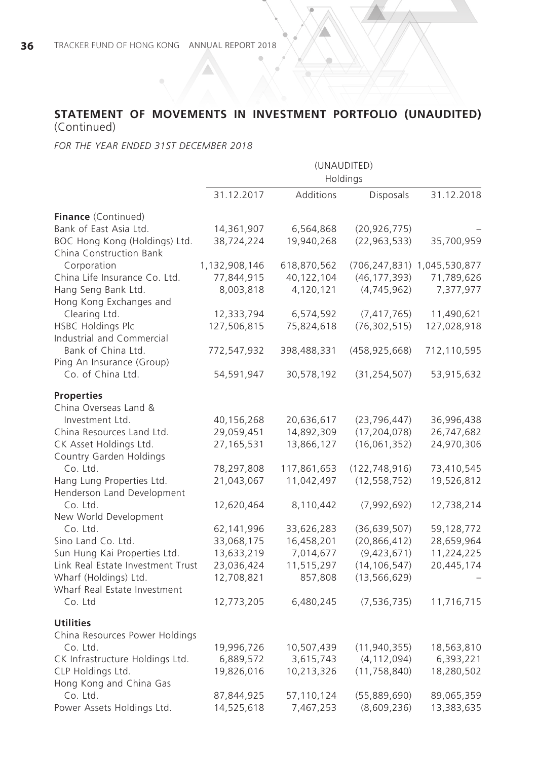## STATEMENT OF MOVEMENTS IN INVESTMENT PORTFOLIO (UNAUDITED) (Continued)

*FOR THE YEAR ENDED 31ST DECEMBER 2018*

| | (UNAUDITED) Holdings | | | |
|---|---|---|---|---|
| | 31.12.2017 | Additions | Disposals | 31.12.2018 |
| **Finance** (Continued) | | | | |
| Bank of East Asia Ltd. | 14,361,907 | 6,564,868 | (20,926,775) | – |
| BOC Hong Kong (Holdings) Ltd. | 38,724,224 | 19,940,268 | (22,963,533) | 35,700,959 |
| China Construction Bank Corporation | 1,132,908,146 | 618,870,562 | (706,247,831) | 1,045,530,877 |
| China Life Insurance Co. Ltd. | 77,844,915 | 40,122,104 | (46,177,393) | 71,789,626 |
| Hang Seng Bank Ltd. | 8,003,818 | 4,120,121 | (4,745,962) | 7,377,977 |
| Hong Kong Exchanges and Clearing Ltd. | 12,333,794 | 6,574,592 | (7,417,765) | 11,490,621 |
| HSBC Holdings Plc | 127,506,815 | 75,824,618 | (76,302,515) | 127,028,918 |
| Industrial and Commercial Bank of China Ltd. | 772,547,932 | 398,488,331 | (458,925,668) | 712,110,595 |
| Ping An Insurance (Group) Co. of China Ltd. | 54,591,947 | 30,578,192 | (31,254,507) | 53,915,632 |
| **Properties** | | | | |
| China Overseas Land & Investment Ltd. | 40,156,268 | 20,636,617 | (23,796,447) | 36,996,438 |
| China Resources Land Ltd. | 29,059,451 | 14,892,309 | (17,204,078) | 26,747,682 |
| CK Asset Holdings Ltd. | 27,165,531 | 13,866,127 | (16,061,352) | 24,970,306 |
| Country Garden Holdings Co. Ltd. | 78,297,808 | 117,861,653 | (122,748,916) | 73,410,545 |
| Hang Lung Properties Ltd. | 21,043,067 | 11,042,497 | (12,558,752) | 19,526,812 |
| Henderson Land Development Co. Ltd. | 12,620,464 | 8,110,442 | (7,992,692) | 12,738,214 |
| New World Development Co. Ltd. | 62,141,996 | 33,626,283 | (36,639,507) | 59,128,772 |
| Sino Land Co. Ltd. | 33,068,175 | 16,458,201 | (20,866,412) | 28,659,964 |
| Sun Hung Kai Properties Ltd. | 13,633,219 | 7,014,677 | (9,423,671) | 11,224,225 |
| Link Real Estate Investment Trust | 23,036,424 | 11,515,297 | (14,106,547) | 20,445,174 |
| Wharf (Holdings) Ltd. | 12,708,821 | 857,808 | (13,566,629) | – |
| Wharf Real Estate Investment Co. Ltd | 12,773,205 | 6,480,245 | (7,536,735) | 11,716,715 |
| **Utilities** | | | | |
| China Resources Power Holdings Co. Ltd. | 19,996,726 | 10,507,439 | (11,940,355) | 18,563,810 |
| CK Infrastructure Holdings Ltd. | 6,889,572 | 3,615,743 | (4,112,094) | 6,393,221 |
| CLP Holdings Ltd. | 19,826,016 | 10,213,326 | (11,758,840) | 18,280,502 |
| Hong Kong and China Gas Co. Ltd. | 87,844,925 | 57,110,124 | (55,889,690) | 89,065,359 |
| Power Assets Holdings Ltd. | 14,525,618 | 7,467,253 | (8,609,236) | 13,383,635 |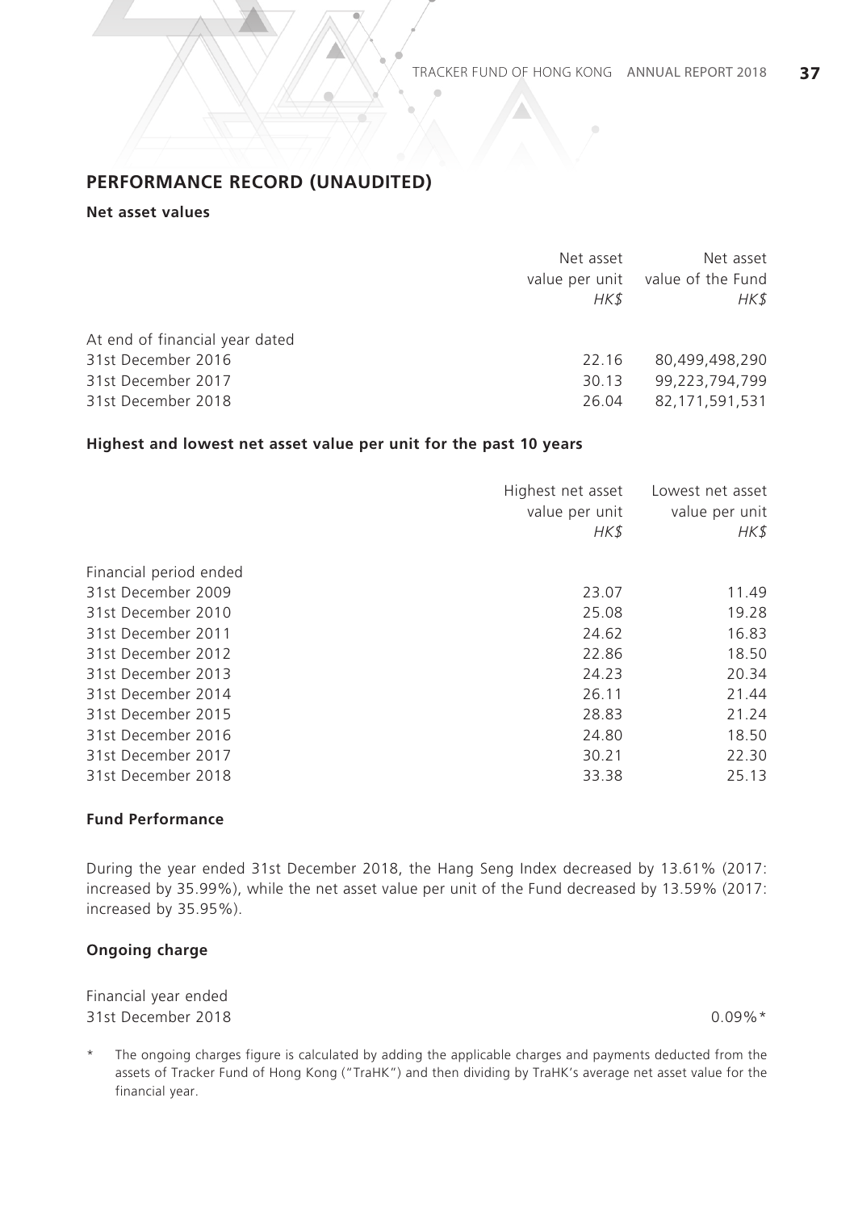## PERFORMANCE RECORD (UNAUDITED)

### Net asset values

| | Net asset value per unit *HK$* | Net asset value of the Fund *HK$* |
|---|---|---|
| At end of financial year dated | | |
| 31st December 2016 | 22.16 | 80,499,498,290 |
| 31st December 2017 | 30.13 | 99,223,794,799 |
| 31st December 2018 | 26.04 | 82,171,591,531 |

### Highest and lowest net asset value per unit for the past 10 years

| | Highest net asset value per unit *HK$* | Lowest net asset value per unit *HK$* |
|---|---|---|
| Financial period ended | | |
| 31st December 2009 | 23.07 | 11.49 |
| 31st December 2010 | 25.08 | 19.28 |
| 31st December 2011 | 24.62 | 16.83 |
| 31st December 2012 | 22.86 | 18.50 |
| 31st December 2013 | 24.23 | 20.34 |
| 31st December 2014 | 26.11 | 21.44 |
| 31st December 2015 | 28.83 | 21.24 |
| 31st December 2016 | 24.80 | 18.50 |
| 31st December 2017 | 30.21 | 22.30 |
| 31st December 2018 | 33.38 | 25.13 |

### Fund Performance

During the year ended 31st December 2018, the Hang Seng Index decreased by 13.61% (2017: increased by 35.99%), while the net asset value per unit of the Fund decreased by 13.59% (2017: increased by 35.95%).

### Ongoing charge

| | |
|---|---|
| Financial year ended | |
| 31st December 2018 | 0.09%* |

\* The ongoing charges figure is calculated by adding the applicable charges and payments deducted from the assets of Tracker Fund of Hong Kong ("TraHK") and then dividing by TraHK's average net asset value for the financial year.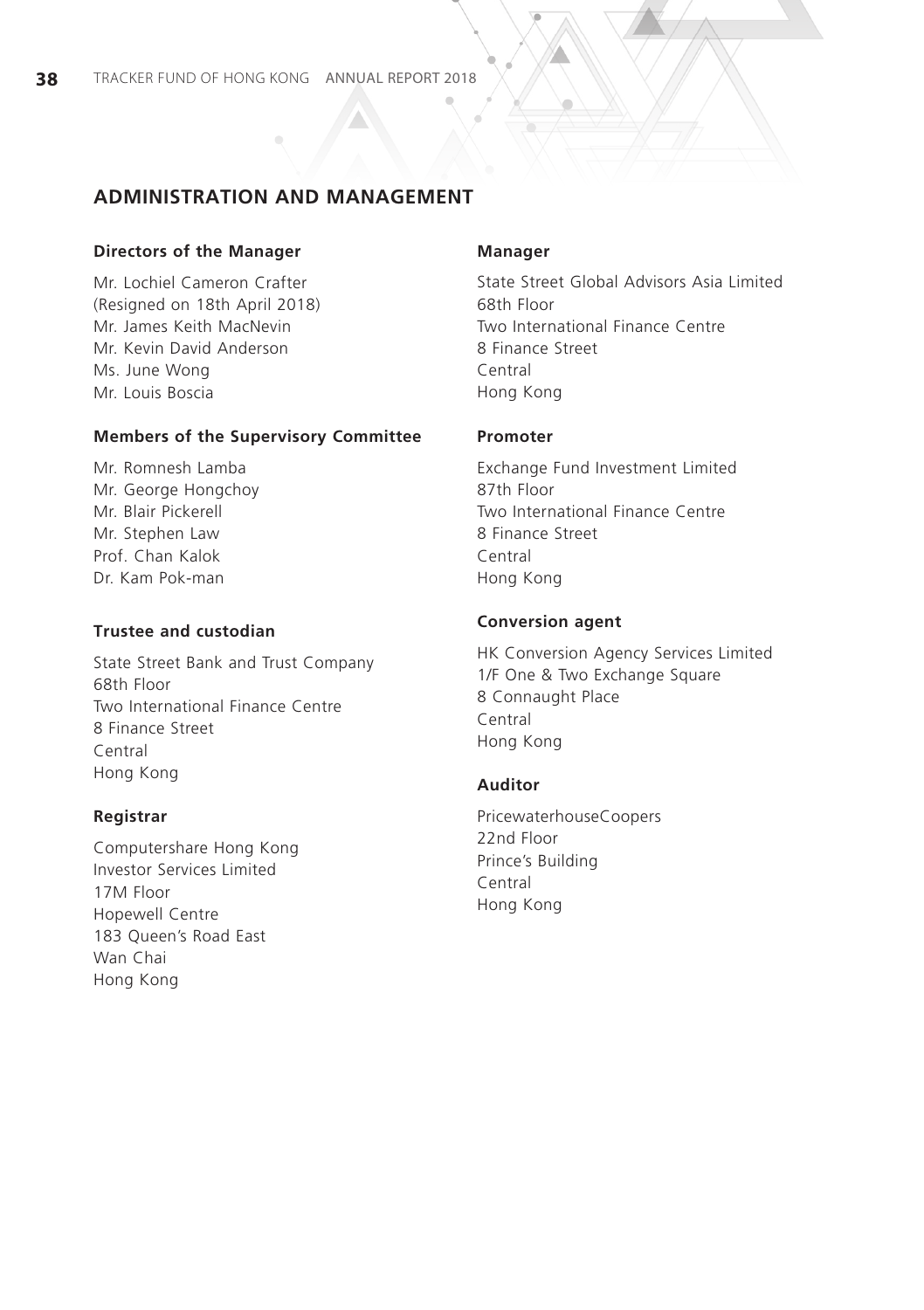## ADMINISTRATION AND MANAGEMENT

**Directors of the Manager**

Mr. Lochiel Cameron Crafter
(Resigned on 18th April 2018)
Mr. James Keith MacNevin
Mr. Kevin David Anderson
Ms. June Wong
Mr. Louis Boscia

**Members of the Supervisory Committee**

Mr. Romnesh Lamba
Mr. George Hongchoy
Mr. Blair Pickerell
Mr. Stephen Law
Prof. Chan Kalok
Dr. Kam Pok-man

**Trustee and custodian**

State Street Bank and Trust Company
68th Floor
Two International Finance Centre
8 Finance Street
Central
Hong Kong

**Registrar**

Computershare Hong Kong
Investor Services Limited
17M Floor
Hopewell Centre
183 Queen's Road East
Wan Chai
Hong Kong

**Manager**

State Street Global Advisors Asia Limited
68th Floor
Two International Finance Centre
8 Finance Street
Central
Hong Kong

**Promoter**

Exchange Fund Investment Limited
87th Floor
Two International Finance Centre
8 Finance Street
Central
Hong Kong

**Conversion agent**

HK Conversion Agency Services Limited
1/F One & Two Exchange Square
8 Connaught Place
Central
Hong Kong

**Auditor**

PricewaterhouseCoopers
22nd Floor
Prince's Building
Central
Hong Kong